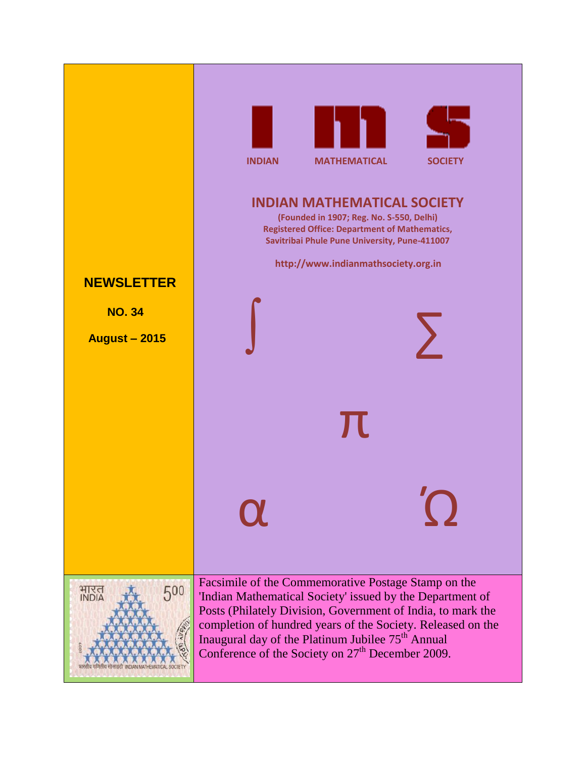INDIAN MATHEMATICAL SOCIETY

# INDIAN MATHEMATICAL SOCIETY

**(Founded in 1907; Reg. No. S-550, Delhi)**
**Registered Office: Department of Mathematics,**
**Savitribai Phule Pune University, Pune-411007**

**http://www.indianmathsociety.org.in**

## NEWSLETTER

**NO. 34**

**August – 2015**

Facsimile of the Commemorative Postage Stamp on the 'Indian Mathematical Society' issued by the Department of Posts (Philately Division, Government of India, to mark the completion of hundred years of the Society. Released on the Inaugural day of the Platinum Jubilee 75th Annual Conference of the Society on 27th December 2009.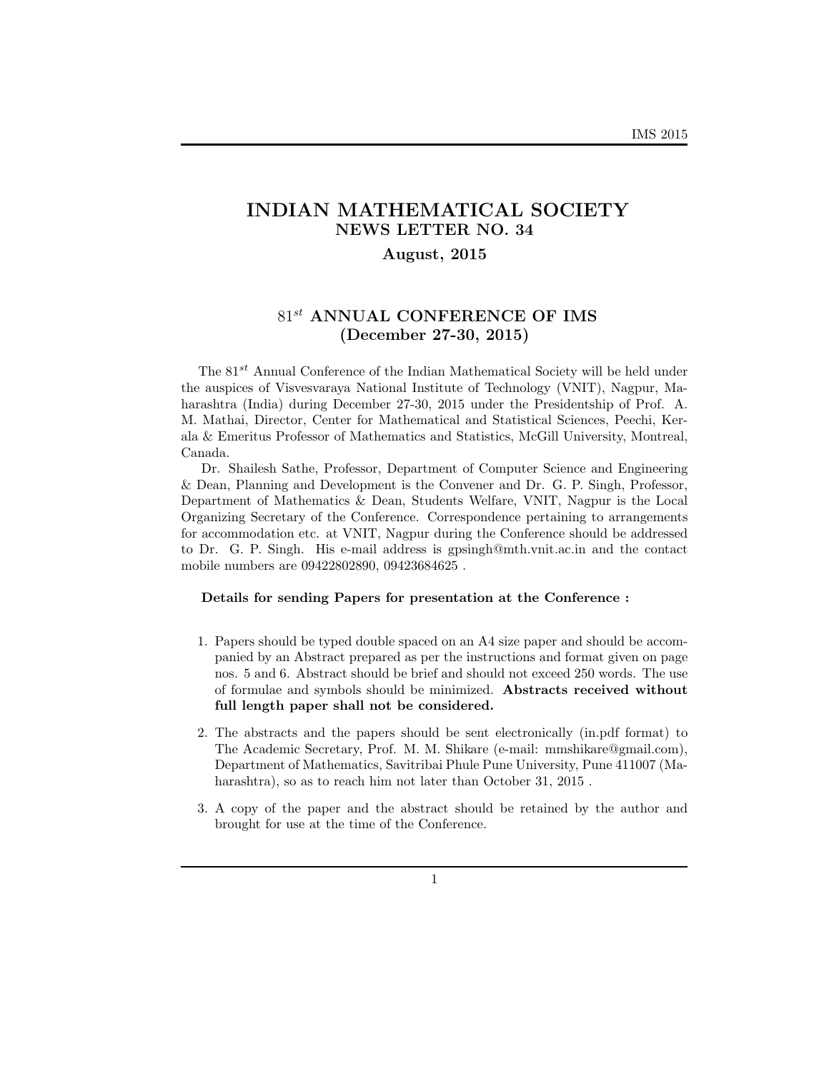# INDIAN MATHEMATICAL SOCIETY
## NEWS LETTER NO. 34
### August, 2015

## $81^{st}$ ANNUAL CONFERENCE OF IMS (December 27-30, 2015)

The $81^{st}$ Annual Conference of the Indian Mathematical Society will be held under the auspices of Visvesvaraya National Institute of Technology (VNIT), Nagpur, Maharashtra (India) during December 27-30, 2015 under the Presidentship of Prof. A. M. Mathai, Director, Center for Mathematical and Statistical Sciences, Peechi, Kerala & Emeritus Professor of Mathematics and Statistics, McGill University, Montreal, Canada.

Dr. Shailesh Sathe, Professor, Department of Computer Science and Engineering & Dean, Planning and Development is the Convener and Dr. G. P. Singh, Professor, Department of Mathematics & Dean, Students Welfare, VNIT, Nagpur is the Local Organizing Secretary of the Conference. Correspondence pertaining to arrangements for accommodation etc. at VNIT, Nagpur during the Conference should be addressed to Dr. G. P. Singh. His e-mail address is gpsingh@mth.vnit.ac.in and the contact mobile numbers are 09422802890, 09423684625 .

**Details for sending Papers for presentation at the Conference :**

1. Papers should be typed double spaced on an A4 size paper and should be accompanied by an Abstract prepared as per the instructions and format given on page nos. 5 and 6. Abstract should be brief and should not exceed 250 words. The use of formulae and symbols should be minimized. **Abstracts received without full length paper shall not be considered.**

2. The abstracts and the papers should be sent electronically (in.pdf format) to The Academic Secretary, Prof. M. M. Shikare (e-mail: mmshikare@gmail.com), Department of Mathematics, Savitribai Phule Pune University, Pune 411007 (Maharashtra), so as to reach him not later than October 31, 2015 .

3. A copy of the paper and the abstract should be retained by the author and brought for use at the time of the Conference.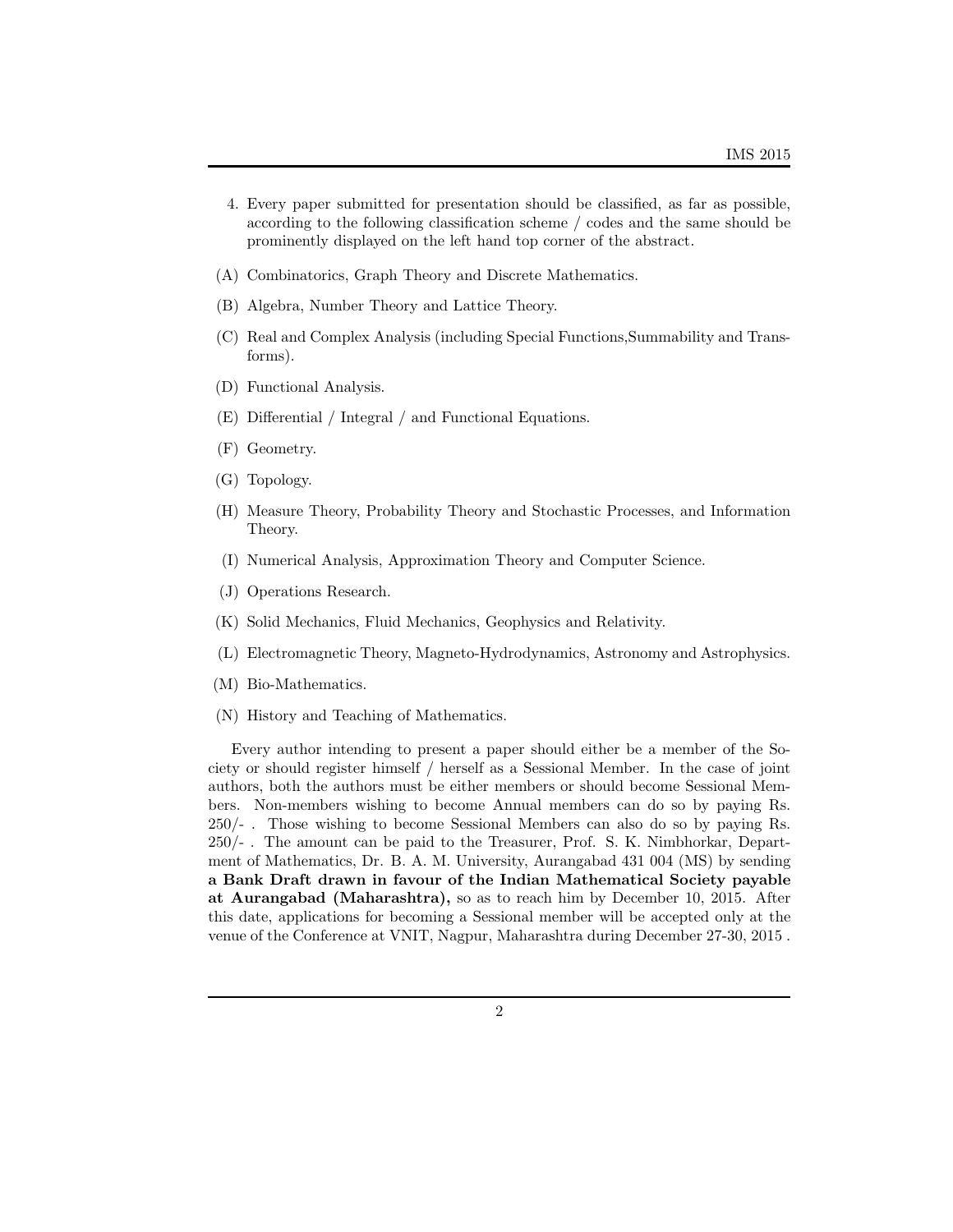4. Every paper submitted for presentation should be classified, as far as possible, according to the following classification scheme / codes and the same should be prominently displayed on the left hand top corner of the abstract.

(A) Combinatorics, Graph Theory and Discrete Mathematics.

(B) Algebra, Number Theory and Lattice Theory.

(C) Real and Complex Analysis (including Special Functions,Summability and Transforms).

(D) Functional Analysis.

(E) Differential / Integral / and Functional Equations.

(F) Geometry.

(G) Topology.

(H) Measure Theory, Probability Theory and Stochastic Processes, and Information Theory.

(I) Numerical Analysis, Approximation Theory and Computer Science.

(J) Operations Research.

(K) Solid Mechanics, Fluid Mechanics, Geophysics and Relativity.

(L) Electromagnetic Theory, Magneto-Hydrodynamics, Astronomy and Astrophysics.

(M) Bio-Mathematics.

(N) History and Teaching of Mathematics.

Every author intending to present a paper should either be a member of the Society or should register himself / herself as a Sessional Member. In the case of joint authors, both the authors must be either members or should become Sessional Members. Non-members wishing to become Annual members can do so by paying Rs. 250/- . Those wishing to become Sessional Members can also do so by paying Rs. 250/- . The amount can be paid to the Treasurer, Prof. S. K. Nimbhorkar, Department of Mathematics, Dr. B. A. M. University, Aurangabad 431 004 (MS) by sending **a Bank Draft drawn in favour of the Indian Mathematical Society payable at Aurangabad (Maharashtra),** so as to reach him by December 10, 2015. After this date, applications for becoming a Sessional member will be accepted only at the venue of the Conference at VNIT, Nagpur, Maharashtra during December 27-30, 2015 .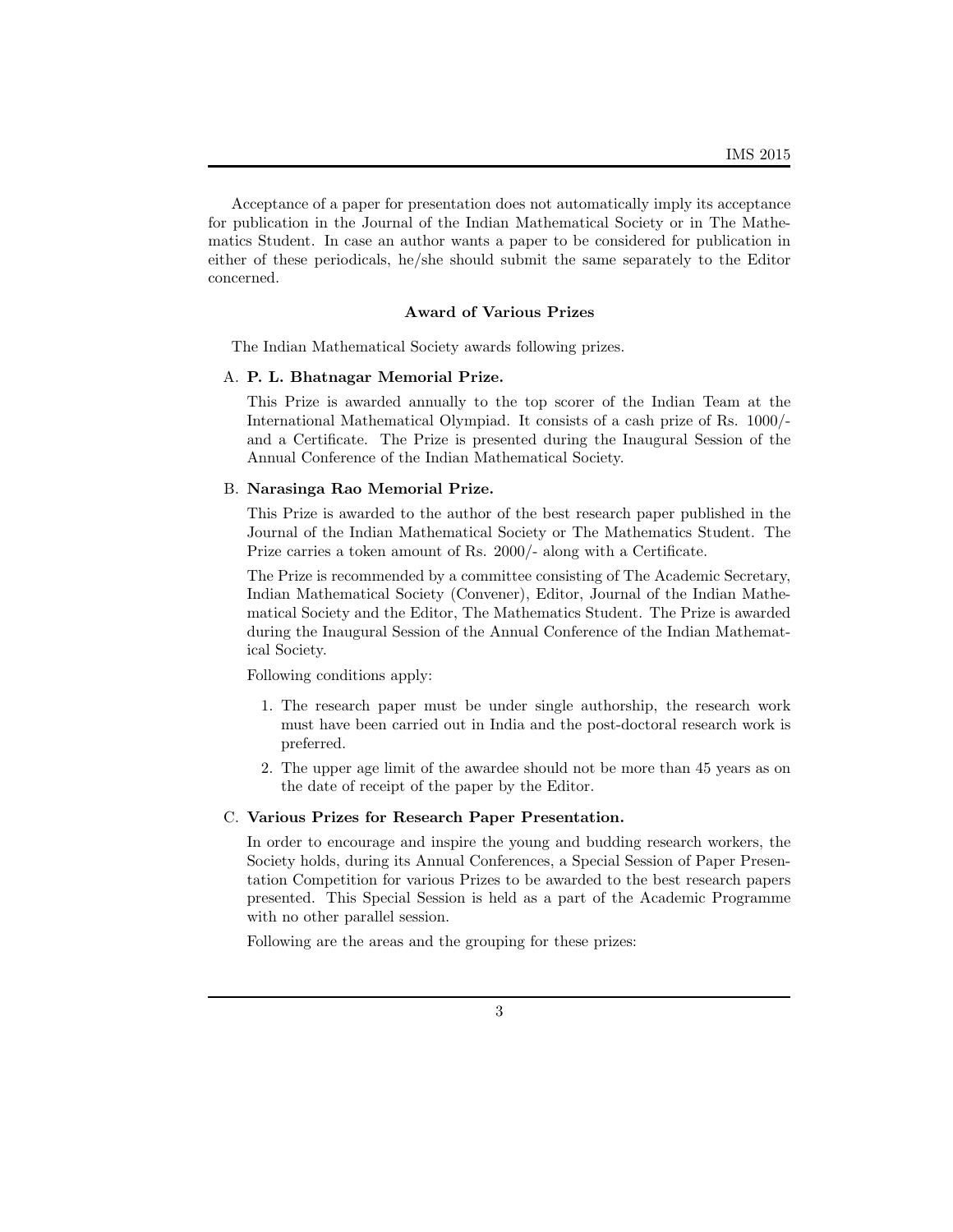Acceptance of a paper for presentation does not automatically imply its acceptance for publication in the Journal of the Indian Mathematical Society or in The Mathematics Student. In case an author wants a paper to be considered for publication in either of these periodicals, he/she should submit the same separately to the Editor concerned.

### Award of Various Prizes

The Indian Mathematical Society awards following prizes.

A. **P. L. Bhatnagar Memorial Prize.**

This Prize is awarded annually to the top scorer of the Indian Team at the International Mathematical Olympiad. It consists of a cash prize of Rs. 1000/- and a Certificate. The Prize is presented during the Inaugural Session of the Annual Conference of the Indian Mathematical Society.

B. **Narasinga Rao Memorial Prize.**

This Prize is awarded to the author of the best research paper published in the Journal of the Indian Mathematical Society or The Mathematics Student. The Prize carries a token amount of Rs. 2000/- along with a Certificate.

The Prize is recommended by a committee consisting of The Academic Secretary, Indian Mathematical Society (Convener), Editor, Journal of the Indian Mathematical Society and the Editor, The Mathematics Student. The Prize is awarded during the Inaugural Session of the Annual Conference of the Indian Mathematical Society.

Following conditions apply:

1. The research paper must be under single authorship, the research work must have been carried out in India and the post-doctoral research work is preferred.
2. The upper age limit of the awardee should not be more than 45 years as on the date of receipt of the paper by the Editor.

C. **Various Prizes for Research Paper Presentation.**

In order to encourage and inspire the young and budding research workers, the Society holds, during its Annual Conferences, a Special Session of Paper Presentation Competition for various Prizes to be awarded to the best research papers presented. This Special Session is held as a part of the Academic Programme with no other parallel session.

Following are the areas and the grouping for these prizes: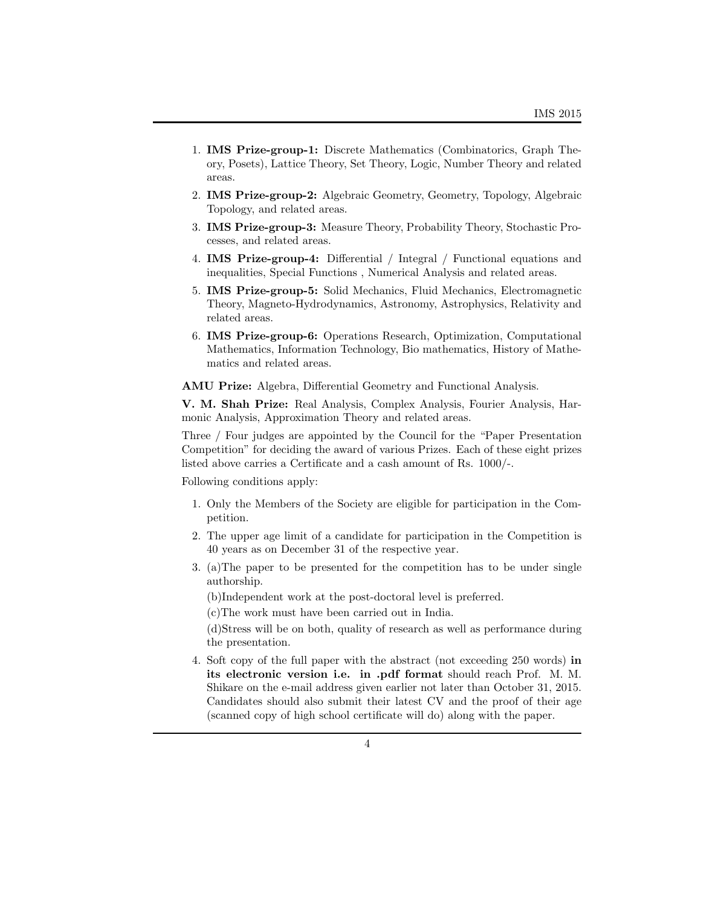1. **IMS Prize-group-1:** Discrete Mathematics (Combinatorics, Graph Theory, Posets), Lattice Theory, Set Theory, Logic, Number Theory and related areas.
2. **IMS Prize-group-2:** Algebraic Geometry, Geometry, Topology, Algebraic Topology, and related areas.
3. **IMS Prize-group-3:** Measure Theory, Probability Theory, Stochastic Processes, and related areas.
4. **IMS Prize-group-4:** Differential / Integral / Functional equations and inequalities, Special Functions , Numerical Analysis and related areas.
5. **IMS Prize-group-5:** Solid Mechanics, Fluid Mechanics, Electromagnetic Theory, Magneto-Hydrodynamics, Astronomy, Astrophysics, Relativity and related areas.
6. **IMS Prize-group-6:** Operations Research, Optimization, Computational Mathematics, Information Technology, Bio mathematics, History of Mathematics and related areas.

**AMU Prize:** Algebra, Differential Geometry and Functional Analysis.

**V. M. Shah Prize:** Real Analysis, Complex Analysis, Fourier Analysis, Harmonic Analysis, Approximation Theory and related areas.

Three / Four judges are appointed by the Council for the "Paper Presentation Competition" for deciding the award of various Prizes. Each of these eight prizes listed above carries a Certificate and a cash amount of Rs. 1000/-.

Following conditions apply:

1. Only the Members of the Society are eligible for participation in the Competition.
2. The upper age limit of a candidate for participation in the Competition is 40 years as on December 31 of the respective year.
3. (a)The paper to be presented for the competition has to be under single authorship.

   (b)Independent work at the post-doctoral level is preferred.

   (c)The work must have been carried out in India.

   (d)Stress will be on both, quality of research as well as performance during the presentation.
4. Soft copy of the full paper with the abstract (not exceeding 250 words) **in its electronic version i.e. in .pdf format** should reach Prof. M. M. Shikare on the e-mail address given earlier not later than October 31, 2015. Candidates should also submit their latest CV and the proof of their age (scanned copy of high school certificate will do) along with the paper.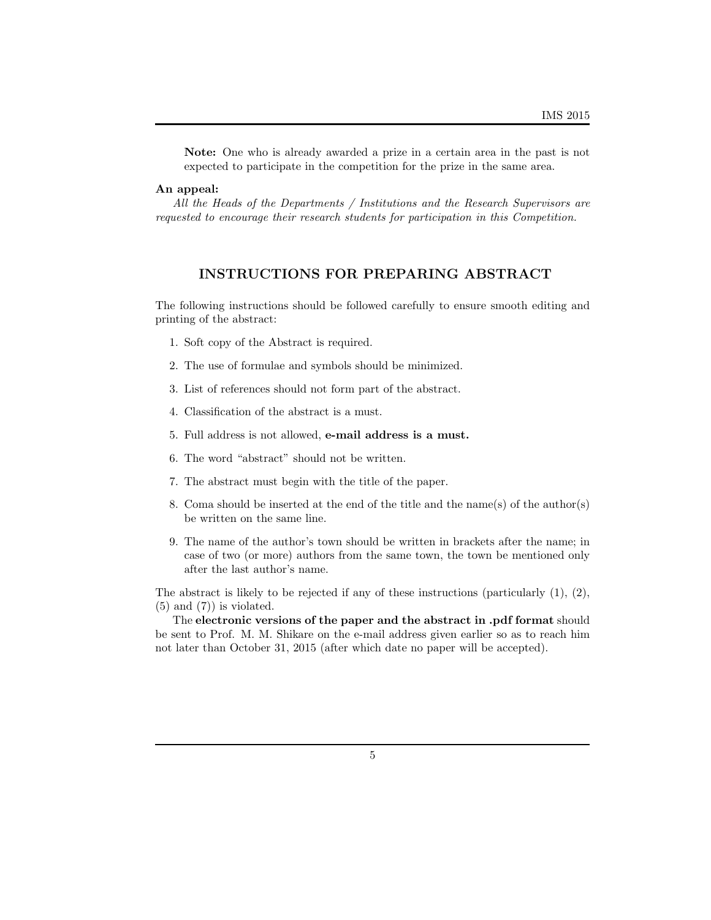**Note:** One who is already awarded a prize in a certain area in the past is not expected to participate in the competition for the prize in the same area.

**An appeal:**

*All the Heads of the Departments / Institutions and the Research Supervisors are requested to encourage their research students for participation in this Competition.*

## INSTRUCTIONS FOR PREPARING ABSTRACT

The following instructions should be followed carefully to ensure smooth editing and printing of the abstract:

1. Soft copy of the Abstract is required.
2. The use of formulae and symbols should be minimized.
3. List of references should not form part of the abstract.
4. Classification of the abstract is a must.
5. Full address is not allowed, **e-mail address is a must.**
6. The word "abstract" should not be written.
7. The abstract must begin with the title of the paper.
8. Coma should be inserted at the end of the title and the name(s) of the author(s) be written on the same line.
9. The name of the author's town should be written in brackets after the name; in case of two (or more) authors from the same town, the town be mentioned only after the last author's name.

The abstract is likely to be rejected if any of these instructions (particularly (1), (2), (5) and (7)) is violated.

The **electronic versions of the paper and the abstract in .pdf format** should be sent to Prof. M. M. Shikare on the e-mail address given earlier so as to reach him not later than October 31, 2015 (after which date no paper will be accepted).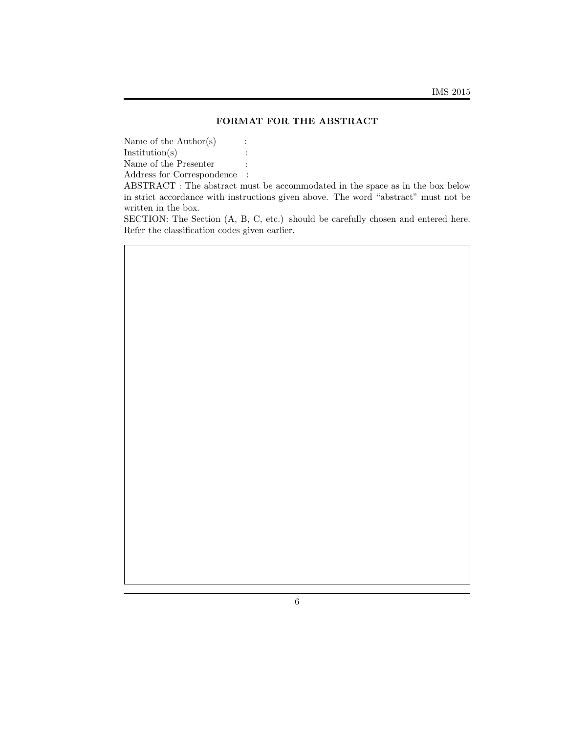## FORMAT FOR THE ABSTRACT

Name of the Author(s) :
Institution(s) :
Name of the Presenter :
Address for Correspondence :

ABSTRACT : The abstract must be accommodated in the space as in the box below in strict accordance with instructions given above. The word "abstract" must not be written in the box.

SECTION: The Section (A, B, C, etc.) should be carefully chosen and entered here. Refer the classification codes given earlier.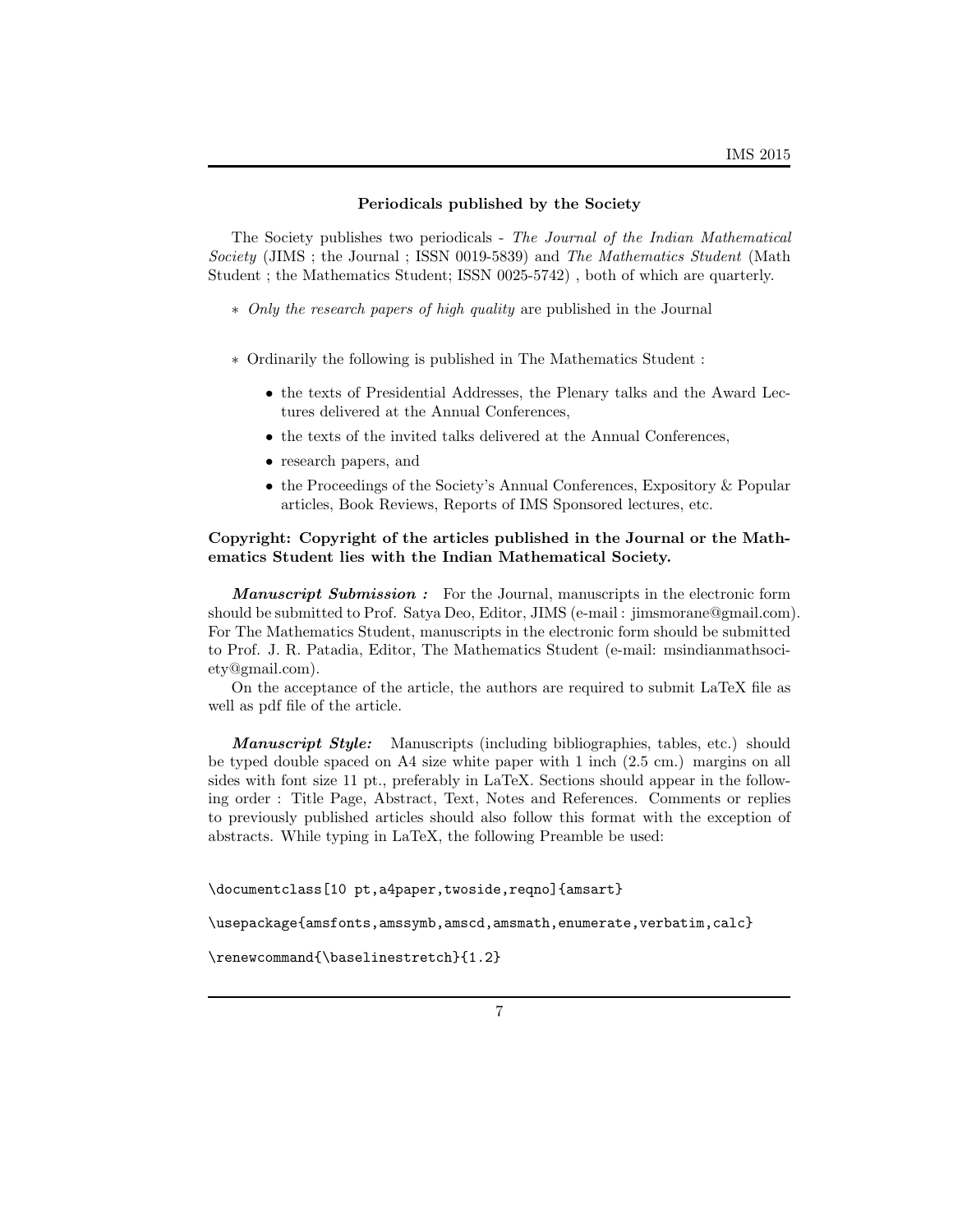## Periodicals published by the Society

The Society publishes two periodicals - *The Journal of the Indian Mathematical Society* (JIMS ; the Journal ; ISSN 0019-5839) and *The Mathematics Student* (Math Student ; the Mathematics Student; ISSN 0025-5742) , both of which are quarterly.

∗ *Only the research papers of high quality* are published in the Journal

∗ Ordinarily the following is published in The Mathematics Student :

- the texts of Presidential Addresses, the Plenary talks and the Award Lectures delivered at the Annual Conferences,
- the texts of the invited talks delivered at the Annual Conferences,
- research papers, and
- the Proceedings of the Society's Annual Conferences, Expository & Popular articles, Book Reviews, Reports of IMS Sponsored lectures, etc.

**Copyright: Copyright of the articles published in the Journal or the Mathematics Student lies with the Indian Mathematical Society.**

***Manuscript Submission :*** For the Journal, manuscripts in the electronic form should be submitted to Prof. Satya Deo, Editor, JIMS (e-mail : jimsmorane@gmail.com). For The Mathematics Student, manuscripts in the electronic form should be submitted to Prof. J. R. Patadia, Editor, The Mathematics Student (e-mail: msindianmathsociety@gmail.com).

On the acceptance of the article, the authors are required to submit LaTeX file as well as pdf file of the article.

***Manuscript Style:*** Manuscripts (including bibliographies, tables, etc.) should be typed double spaced on A4 size white paper with 1 inch (2.5 cm.) margins on all sides with font size 11 pt., preferably in LaTeX. Sections should appear in the following order : Title Page, Abstract, Text, Notes and References. Comments or replies to previously published articles should also follow this format with the exception of abstracts. While typing in LaTeX, the following Preamble be used:

```
\documentclass[10 pt,a4paper,twoside,reqno]{amsart}

\usepackage{amsfonts,amssymb,amscd,amsmath,enumerate,verbatim,calc}

\renewcommand{\baselinestretch}{1.2}
```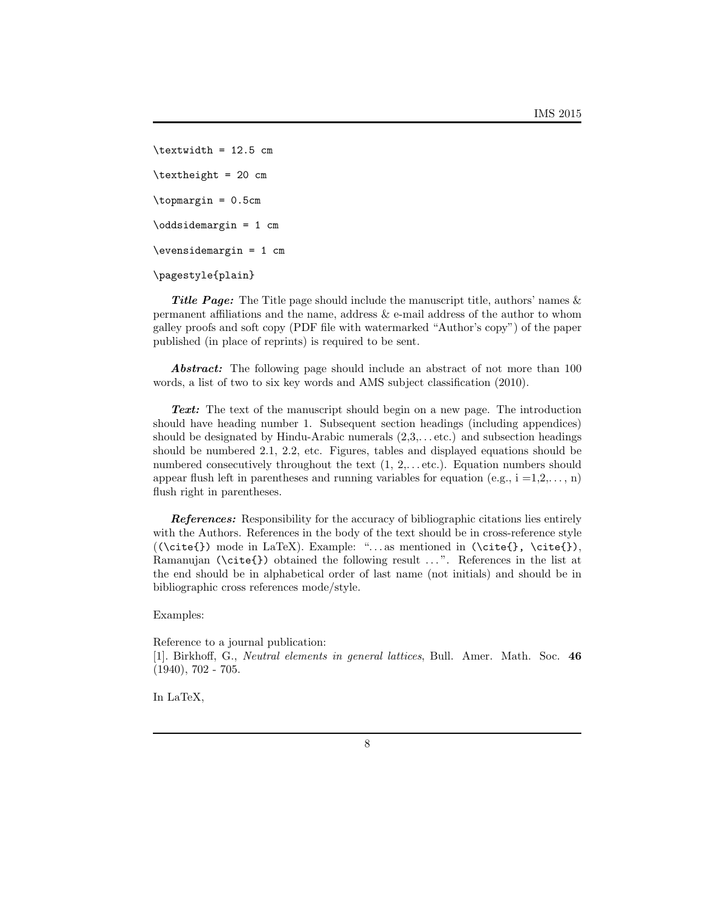```
\textwidth = 12.5 cm

\textheight = 20 cm

\topmargin = 0.5cm

\oddsidemargin = 1 cm

\evensidemargin = 1 cm

\pagestyle{plain}
```

***Title Page:*** The Title page should include the manuscript title, authors' names & permanent affiliations and the name, address & e-mail address of the author to whom galley proofs and soft copy (PDF file with watermarked "Author's copy") of the paper published (in place of reprints) is required to be sent.

***Abstract:*** The following page should include an abstract of not more than 100 words, a list of two to six key words and AMS subject classification (2010).

***Text:*** The text of the manuscript should begin on a new page. The introduction should have heading number 1. Subsequent section headings (including appendices) should be designated by Hindu-Arabic numerals (2,3,... etc.) and subsection headings should be numbered 2.1, 2.2, etc. Figures, tables and displayed equations should be numbered consecutively throughout the text (1, 2,... etc.). Equation numbers should appear flush left in parentheses and running variables for equation (e.g., i =1,2,..., n) flush right in parentheses.

***References:*** Responsibility for the accuracy of bibliographic citations lies entirely with the Authors. References in the body of the text should be in cross-reference style (`(\cite{})` mode in LaTeX). Example: "... as mentioned in `(\cite{}, \cite{})`, Ramanujan `(\cite{})` obtained the following result ...". References in the list at the end should be in alphabetical order of last name (not initials) and should be in bibliographic cross references mode/style.

Examples:

Reference to a journal publication:
[1]. Birkhoff, G., *Neutral elements in general lattices*, Bull. Amer. Math. Soc. **46** (1940), 702 - 705.

In LaTeX,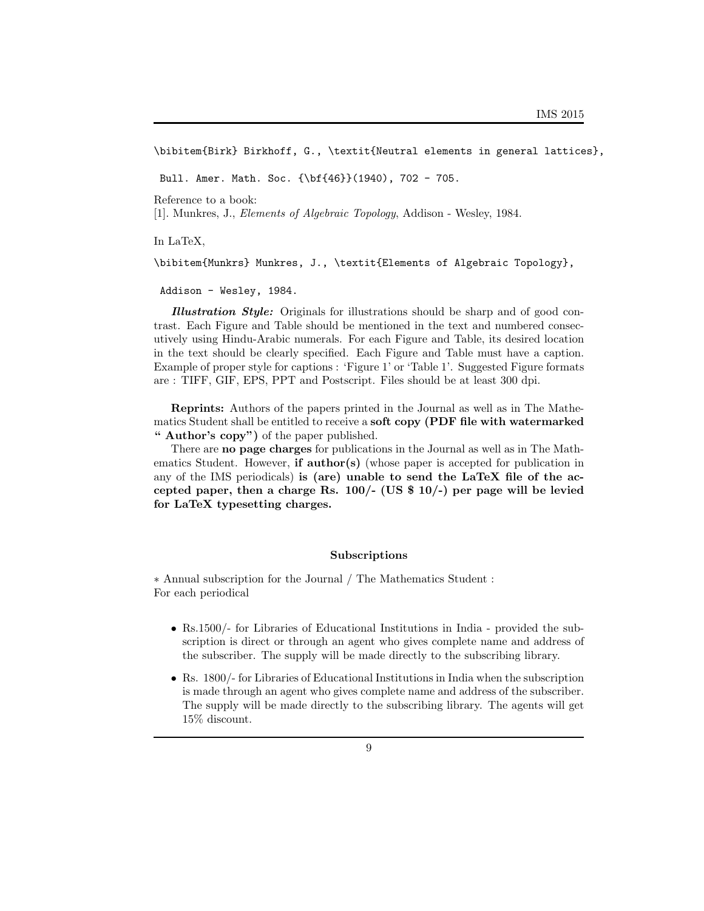```
\bibitem{Birk} Birkhoff, G., \textit{Neutral elements in general lattices},

 Bull. Amer. Math. Soc. {\bf{46}}(1940), 702 - 705.
```

Reference to a book:
[1]. Munkres, J., *Elements of Algebraic Topology*, Addison - Wesley, 1984.

In LaTeX,

```
\bibitem{Munkrs} Munkres, J., \textit{Elements of Algebraic Topology},

 Addison - Wesley, 1984.
```

***Illustration Style:*** Originals for illustrations should be sharp and of good contrast. Each Figure and Table should be mentioned in the text and numbered consecutively using Hindu-Arabic numerals. For each Figure and Table, its desired location in the text should be clearly specified. Each Figure and Table must have a caption. Example of proper style for captions : 'Figure 1' or 'Table 1'. Suggested Figure formats are : TIFF, GIF, EPS, PPT and Postscript. Files should be at least 300 dpi.

**Reprints:** Authors of the papers printed in the Journal as well as in The Mathematics Student shall be entitled to receive a **soft copy (PDF file with watermarked " Author's copy")** of the paper published.

There are **no page charges** for publications in the Journal as well as in The Mathematics Student. However, **if author(s)** (whose paper is accepted for publication in any of the IMS periodicals) **is (are) unable to send the LaTeX file of the accepted paper, then a charge Rs. 100/- (US $ 10/-) per page will be levied for LaTeX typesetting charges.**

## Subscriptions

* Annual subscription for the Journal / The Mathematics Student :
For each periodical

- Rs.1500/- for Libraries of Educational Institutions in India - provided the subscription is direct or through an agent who gives complete name and address of the subscriber. The supply will be made directly to the subscribing library.
- Rs. 1800/- for Libraries of Educational Institutions in India when the subscription is made through an agent who gives complete name and address of the subscriber. The supply will be made directly to the subscribing library. The agents will get 15% discount.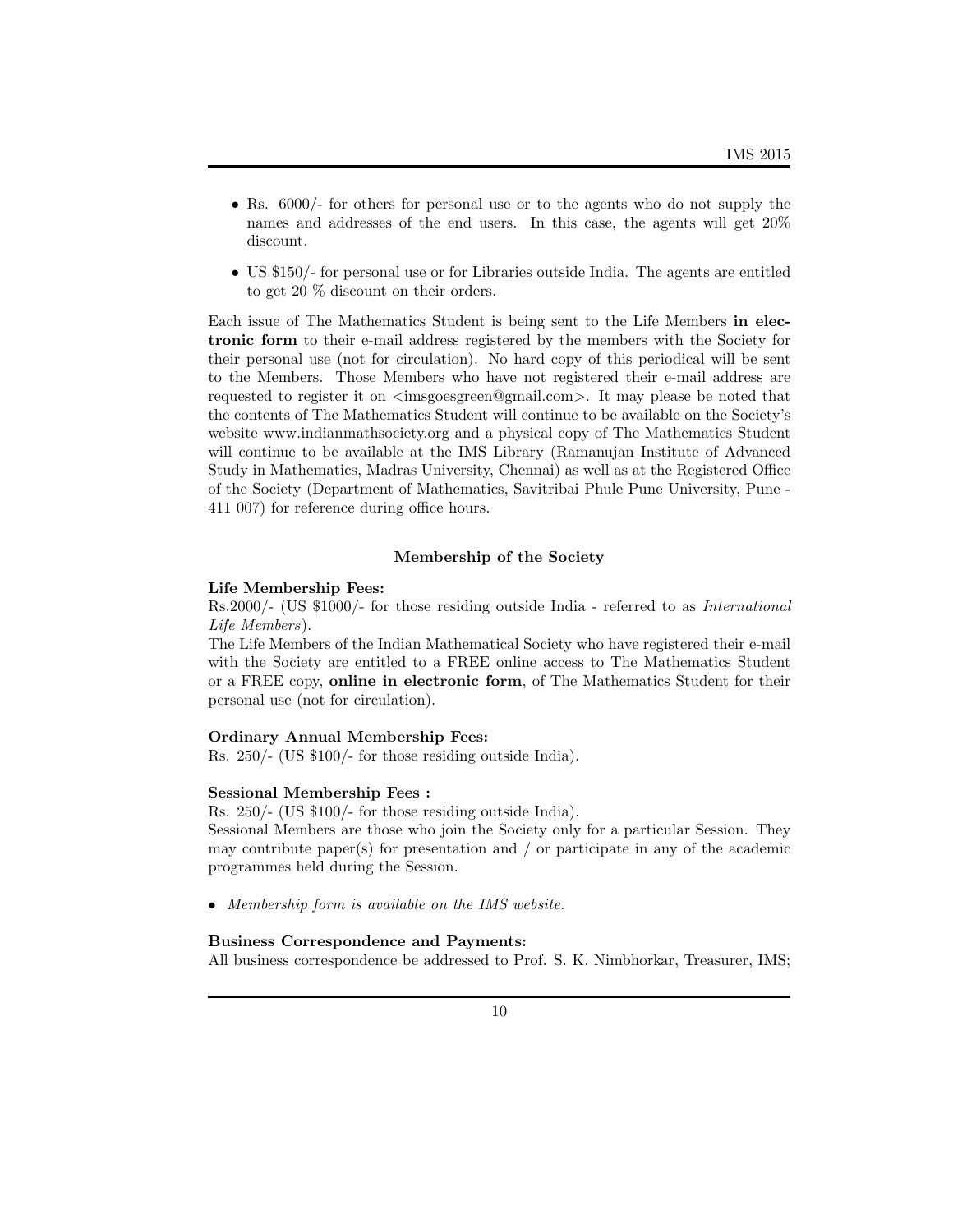- Rs. 6000/- for others for personal use or to the agents who do not supply the names and addresses of the end users. In this case, the agents will get 20% discount.
- US $150/- for personal use or for Libraries outside India. The agents are entitled to get 20 % discount on their orders.

Each issue of The Mathematics Student is being sent to the Life Members **in electronic form** to their e-mail address registered by the members with the Society for their personal use (not for circulation). No hard copy of this periodical will be sent to the Members. Those Members who have not registered their e-mail address are requested to register it on <imsgoesgreen@gmail.com>. It may please be noted that the contents of The Mathematics Student will continue to be available on the Society's website www.indianmathsociety.org and a physical copy of The Mathematics Student will continue to be available at the IMS Library (Ramanujan Institute of Advanced Study in Mathematics, Madras University, Chennai) as well as at the Registered Office of the Society (Department of Mathematics, Savitribai Phule Pune University, Pune - 411 007) for reference during office hours.

### Membership of the Society

**Life Membership Fees:**
Rs.2000/- (US $1000/- for those residing outside India - referred to as *International Life Members*).
The Life Members of the Indian Mathematical Society who have registered their e-mail with the Society are entitled to a FREE online access to The Mathematics Student or a FREE copy, **online in electronic form**, of The Mathematics Student for their personal use (not for circulation).

**Ordinary Annual Membership Fees:**
Rs. 250/- (US $100/- for those residing outside India).

**Sessional Membership Fees :**
Rs. 250/- (US $100/- for those residing outside India).
Sessional Members are those who join the Society only for a particular Session. They may contribute paper(s) for presentation and / or participate in any of the academic programmes held during the Session.

- *Membership form is available on the IMS website.*

**Business Correspondence and Payments:**
All business correspondence be addressed to Prof. S. K. Nimbhorkar, Treasurer, IMS;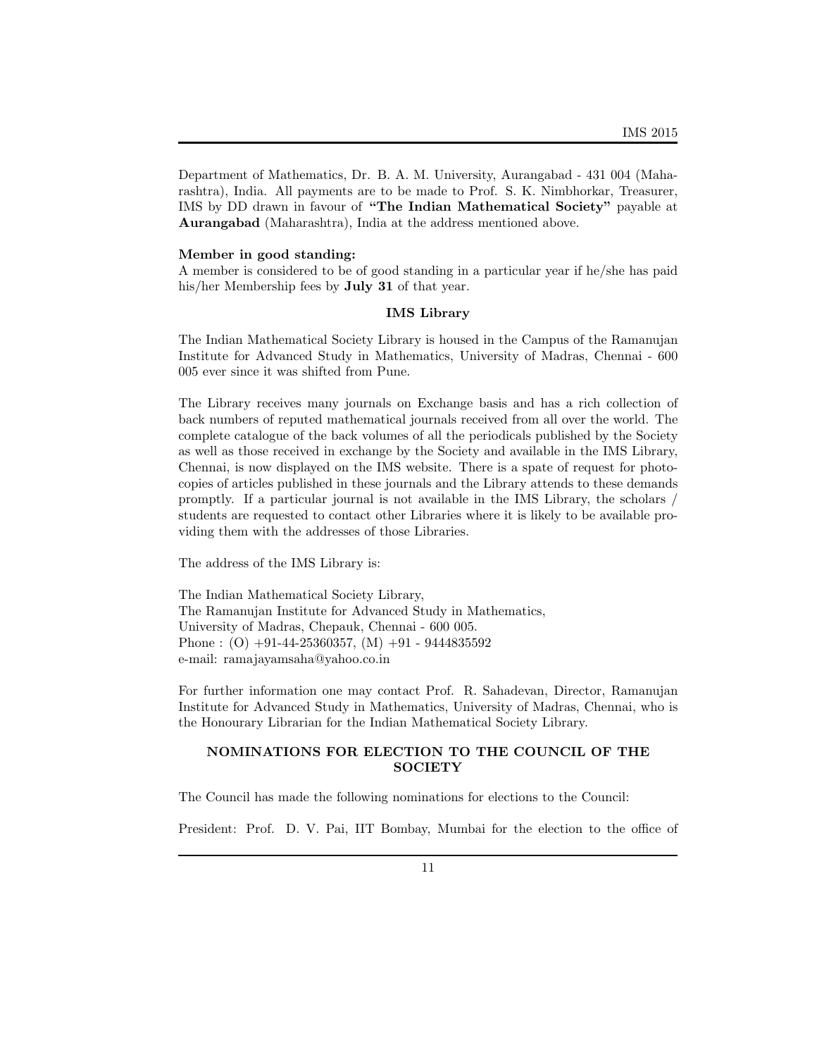Department of Mathematics, Dr. B. A. M. University, Aurangabad - 431 004 (Maharashtra), India. All payments are to be made to Prof. S. K. Nimbhorkar, Treasurer, IMS by DD drawn in favour of **"The Indian Mathematical Society"** payable at **Aurangabad** (Maharashtra), India at the address mentioned above.

**Member in good standing:**
A member is considered to be of good standing in a particular year if he/she has paid his/her Membership fees by **July 31** of that year.

### IMS Library

The Indian Mathematical Society Library is housed in the Campus of the Ramanujan Institute for Advanced Study in Mathematics, University of Madras, Chennai - 600 005 ever since it was shifted from Pune.

The Library receives many journals on Exchange basis and has a rich collection of back numbers of reputed mathematical journals received from all over the world. The complete catalogue of the back volumes of all the periodicals published by the Society as well as those received in exchange by the Society and available in the IMS Library, Chennai, is now displayed on the IMS website. There is a spate of request for photocopies of articles published in these journals and the Library attends to these demands promptly. If a particular journal is not available in the IMS Library, the scholars / students are requested to contact other Libraries where it is likely to be available providing them with the addresses of those Libraries.

The address of the IMS Library is:

The Indian Mathematical Society Library,
The Ramanujan Institute for Advanced Study in Mathematics,
University of Madras, Chepauk, Chennai - 600 005.
Phone : (O) +91-44-25360357, (M) +91 - 9444835592
e-mail: ramajayamsaha@yahoo.co.in

For further information one may contact Prof. R. Sahadevan, Director, Ramanujan Institute for Advanced Study in Mathematics, University of Madras, Chennai, who is the Honourary Librarian for the Indian Mathematical Society Library.

### NOMINATIONS FOR ELECTION TO THE COUNCIL OF THE SOCIETY

The Council has made the following nominations for elections to the Council:

President: Prof. D. V. Pai, IIT Bombay, Mumbai for the election to the office of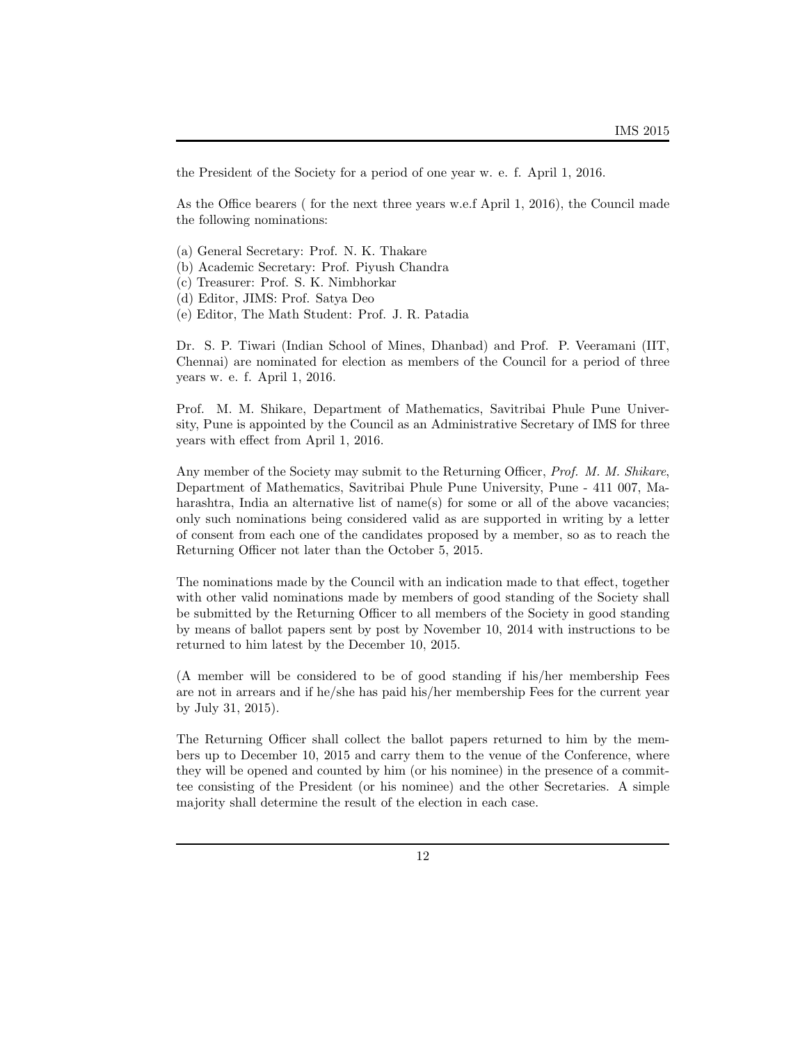the President of the Society for a period of one year w. e. f. April 1, 2016.

As the Office bearers ( for the next three years w.e.f April 1, 2016), the Council made the following nominations:

(a) General Secretary: Prof. N. K. Thakare  
(b) Academic Secretary: Prof. Piyush Chandra  
(c) Treasurer: Prof. S. K. Nimbhorkar  
(d) Editor, JIMS: Prof. Satya Deo  
(e) Editor, The Math Student: Prof. J. R. Patadia

Dr. S. P. Tiwari (Indian School of Mines, Dhanbad) and Prof. P. Veeramani (IIT, Chennai) are nominated for election as members of the Council for a period of three years w. e. f. April 1, 2016.

Prof. M. M. Shikare, Department of Mathematics, Savitribai Phule Pune University, Pune is appointed by the Council as an Administrative Secretary of IMS for three years with effect from April 1, 2016.

Any member of the Society may submit to the Returning Officer, *Prof. M. M. Shikare*, Department of Mathematics, Savitribai Phule Pune University, Pune - 411 007, Maharashtra, India an alternative list of name(s) for some or all of the above vacancies; only such nominations being considered valid as are supported in writing by a letter of consent from each one of the candidates proposed by a member, so as to reach the Returning Officer not later than the October 5, 2015.

The nominations made by the Council with an indication made to that effect, together with other valid nominations made by members of good standing of the Society shall be submitted by the Returning Officer to all members of the Society in good standing by means of ballot papers sent by post by November 10, 2014 with instructions to be returned to him latest by the December 10, 2015.

(A member will be considered to be of good standing if his/her membership Fees are not in arrears and if he/she has paid his/her membership Fees for the current year by July 31, 2015).

The Returning Officer shall collect the ballot papers returned to him by the members up to December 10, 2015 and carry them to the venue of the Conference, where they will be opened and counted by him (or his nominee) in the presence of a committee consisting of the President (or his nominee) and the other Secretaries. A simple majority shall determine the result of the election in each case.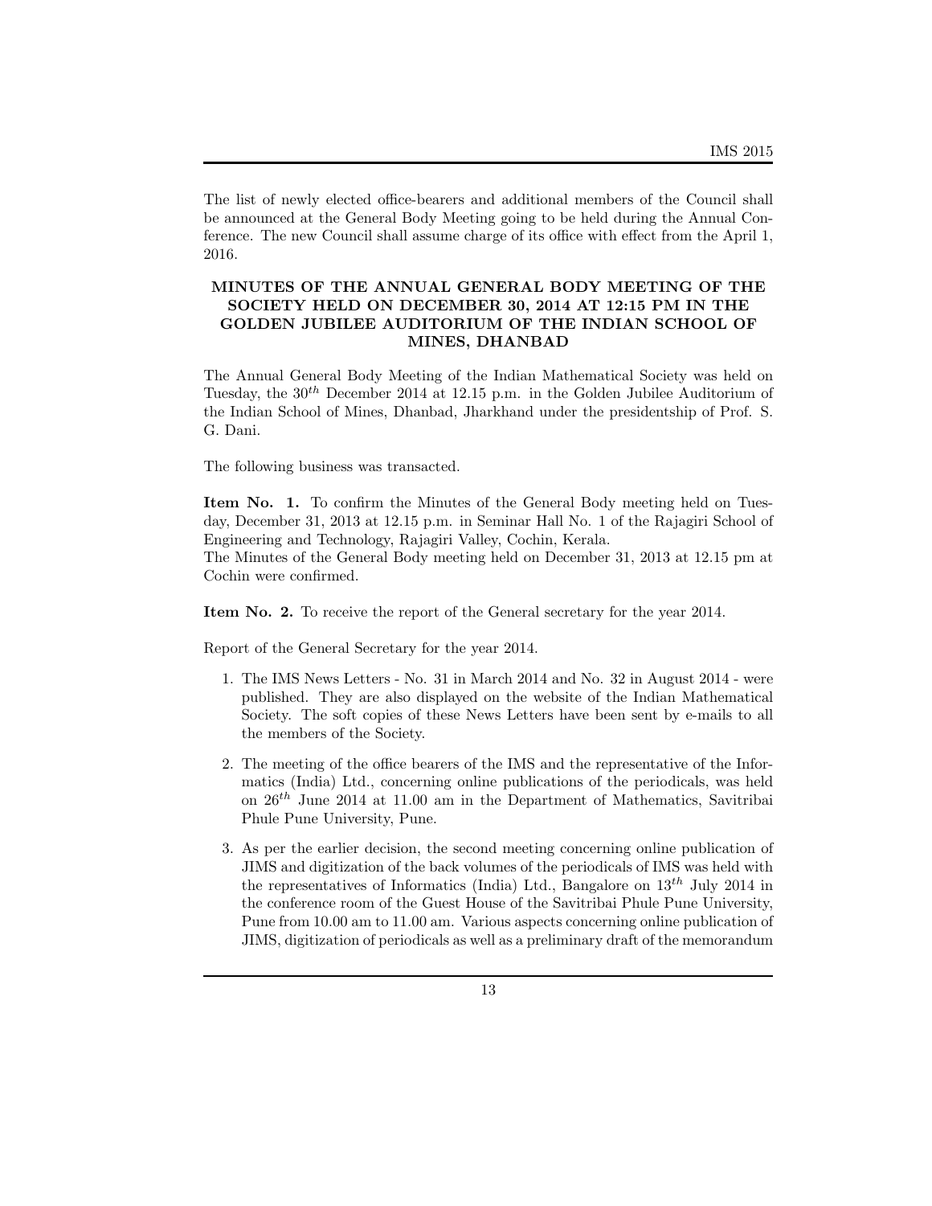The list of newly elected office-bearers and additional members of the Council shall be announced at the General Body Meeting going to be held during the Annual Conference. The new Council shall assume charge of its office with effect from the April 1, 2016.

### MINUTES OF THE ANNUAL GENERAL BODY MEETING OF THE SOCIETY HELD ON DECEMBER 30, 2014 AT 12:15 PM IN THE GOLDEN JUBILEE AUDITORIUM OF THE INDIAN SCHOOL OF MINES, DHANBAD

The Annual General Body Meeting of the Indian Mathematical Society was held on Tuesday, the $30^{th}$ December 2014 at 12.15 p.m. in the Golden Jubilee Auditorium of the Indian School of Mines, Dhanbad, Jharkhand under the presidentship of Prof. S. G. Dani.

The following business was transacted.

**Item No. 1.** To confirm the Minutes of the General Body meeting held on Tuesday, December 31, 2013 at 12.15 p.m. in Seminar Hall No. 1 of the Rajagiri School of Engineering and Technology, Rajagiri Valley, Cochin, Kerala.
The Minutes of the General Body meeting held on December 31, 2013 at 12.15 pm at Cochin were confirmed.

**Item No. 2.** To receive the report of the General secretary for the year 2014.

Report of the General Secretary for the year 2014.

1. The IMS News Letters - No. 31 in March 2014 and No. 32 in August 2014 - were published. They are also displayed on the website of the Indian Mathematical Society. The soft copies of these News Letters have been sent by e-mails to all the members of the Society.

2. The meeting of the office bearers of the IMS and the representative of the Informatics (India) Ltd., concerning online publications of the periodicals, was held on $26^{th}$ June 2014 at 11.00 am in the Department of Mathematics, Savitribai Phule Pune University, Pune.

3. As per the earlier decision, the second meeting concerning online publication of JIMS and digitization of the back volumes of the periodicals of IMS was held with the representatives of Informatics (India) Ltd., Bangalore on $13^{th}$ July 2014 in the conference room of the Guest House of the Savitribai Phule Pune University, Pune from 10.00 am to 11.00 am. Various aspects concerning online publication of JIMS, digitization of periodicals as well as a preliminary draft of the memorandum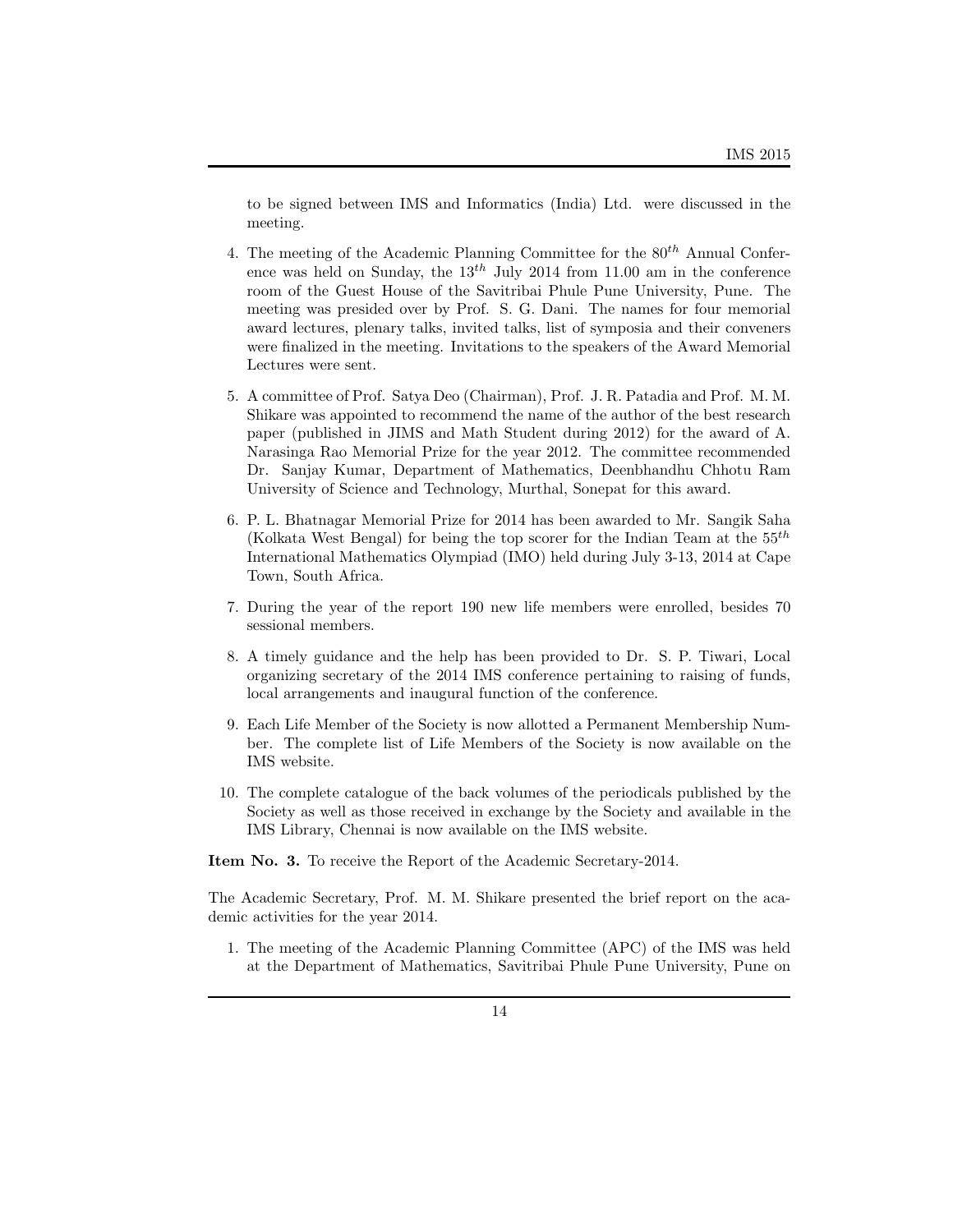to be signed between IMS and Informatics (India) Ltd. were discussed in the meeting.

4. The meeting of the Academic Planning Committee for the $80^{th}$ Annual Conference was held on Sunday, the $13^{th}$ July 2014 from 11.00 am in the conference room of the Guest House of the Savitribai Phule Pune University, Pune. The meeting was presided over by Prof. S. G. Dani. The names for four memorial award lectures, plenary talks, invited talks, list of symposia and their conveners were finalized in the meeting. Invitations to the speakers of the Award Memorial Lectures were sent.

5. A committee of Prof. Satya Deo (Chairman), Prof. J. R. Patadia and Prof. M. M. Shikare was appointed to recommend the name of the author of the best research paper (published in JIMS and Math Student during 2012) for the award of A. Narasinga Rao Memorial Prize for the year 2012. The committee recommended Dr. Sanjay Kumar, Department of Mathematics, Deenbhandhu Chhotu Ram University of Science and Technology, Murthal, Sonepat for this award.

6. P. L. Bhatnagar Memorial Prize for 2014 has been awarded to Mr. Sangik Saha (Kolkata West Bengal) for being the top scorer for the Indian Team at the $55^{th}$ International Mathematics Olympiad (IMO) held during July 3-13, 2014 at Cape Town, South Africa.

7. During the year of the report 190 new life members were enrolled, besides 70 sessional members.

8. A timely guidance and the help has been provided to Dr. S. P. Tiwari, Local organizing secretary of the 2014 IMS conference pertaining to raising of funds, local arrangements and inaugural function of the conference.

9. Each Life Member of the Society is now allotted a Permanent Membership Number. The complete list of Life Members of the Society is now available on the IMS website.

10. The complete catalogue of the back volumes of the periodicals published by the Society as well as those received in exchange by the Society and available in the IMS Library, Chennai is now available on the IMS website.

**Item No. 3.** To receive the Report of the Academic Secretary-2014.

The Academic Secretary, Prof. M. M. Shikare presented the brief report on the academic activities for the year 2014.

1. The meeting of the Academic Planning Committee (APC) of the IMS was held at the Department of Mathematics, Savitribai Phule Pune University, Pune on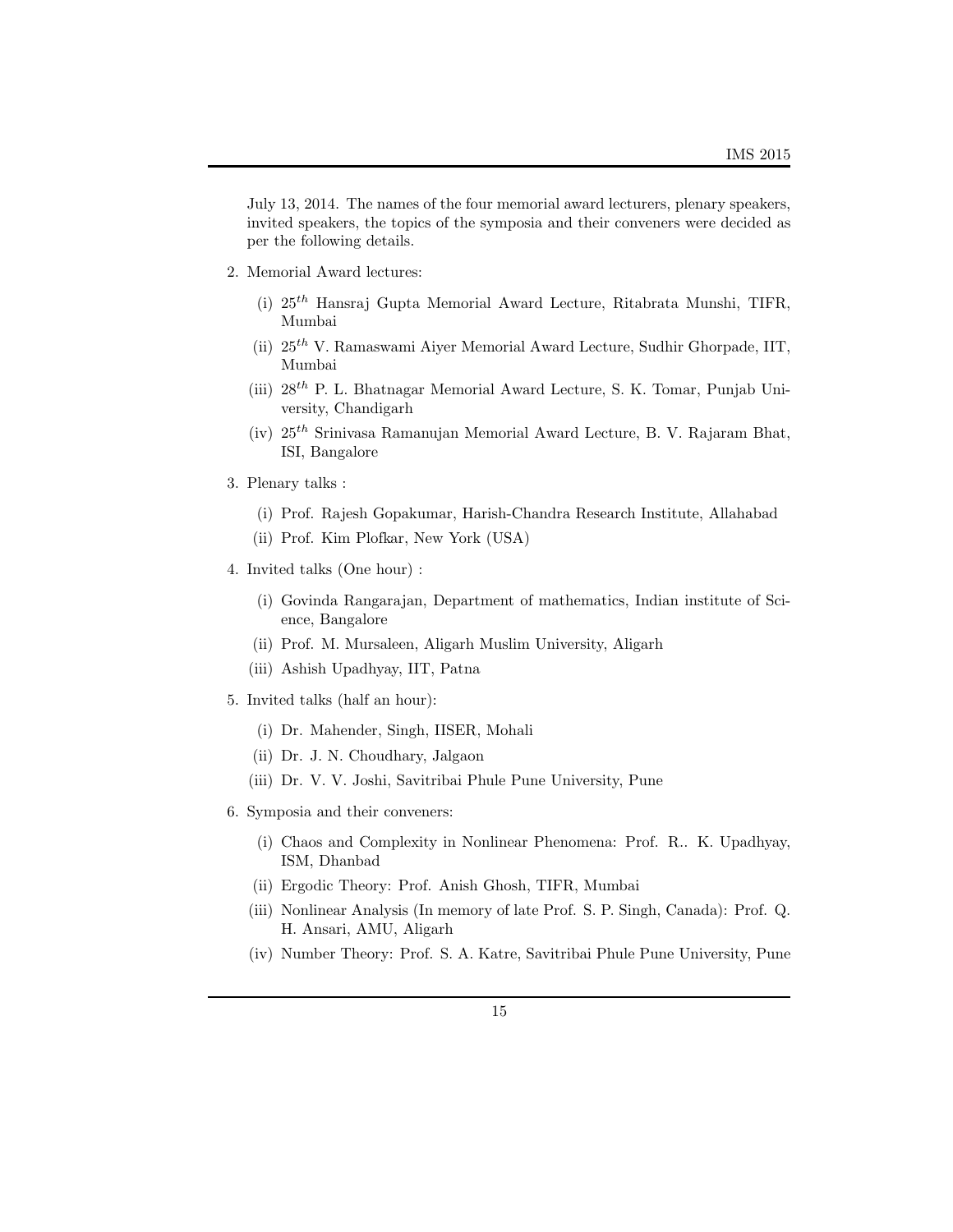July 13, 2014. The names of the four memorial award lecturers, plenary speakers, invited speakers, the topics of the symposia and their conveners were decided as per the following details.

2. Memorial Award lectures:
   - (i) $25^{th}$ Hansraj Gupta Memorial Award Lecture, Ritabrata Munshi, TIFR, Mumbai
   - (ii) $25^{th}$ V. Ramaswami Aiyer Memorial Award Lecture, Sudhir Ghorpade, IIT, Mumbai
   - (iii) $28^{th}$ P. L. Bhatnagar Memorial Award Lecture, S. K. Tomar, Punjab University, Chandigarh
   - (iv) $25^{th}$ Srinivasa Ramanujan Memorial Award Lecture, B. V. Rajaram Bhat, ISI, Bangalore
3. Plenary talks :
   - (i) Prof. Rajesh Gopakumar, Harish-Chandra Research Institute, Allahabad
   - (ii) Prof. Kim Plofkar, New York (USA)
4. Invited talks (One hour) :
   - (i) Govinda Rangarajan, Department of mathematics, Indian institute of Science, Bangalore
   - (ii) Prof. M. Mursaleen, Aligarh Muslim University, Aligarh
   - (iii) Ashish Upadhyay, IIT, Patna
5. Invited talks (half an hour):
   - (i) Dr. Mahender, Singh, IISER, Mohali
   - (ii) Dr. J. N. Choudhary, Jalgaon
   - (iii) Dr. V. V. Joshi, Savitribai Phule Pune University, Pune
6. Symposia and their conveners:
   - (i) Chaos and Complexity in Nonlinear Phenomena: Prof. R.. K. Upadhyay, ISM, Dhanbad
   - (ii) Ergodic Theory: Prof. Anish Ghosh, TIFR, Mumbai
   - (iii) Nonlinear Analysis (In memory of late Prof. S. P. Singh, Canada): Prof. Q. H. Ansari, AMU, Aligarh
   - (iv) Number Theory: Prof. S. A. Katre, Savitribai Phule Pune University, Pune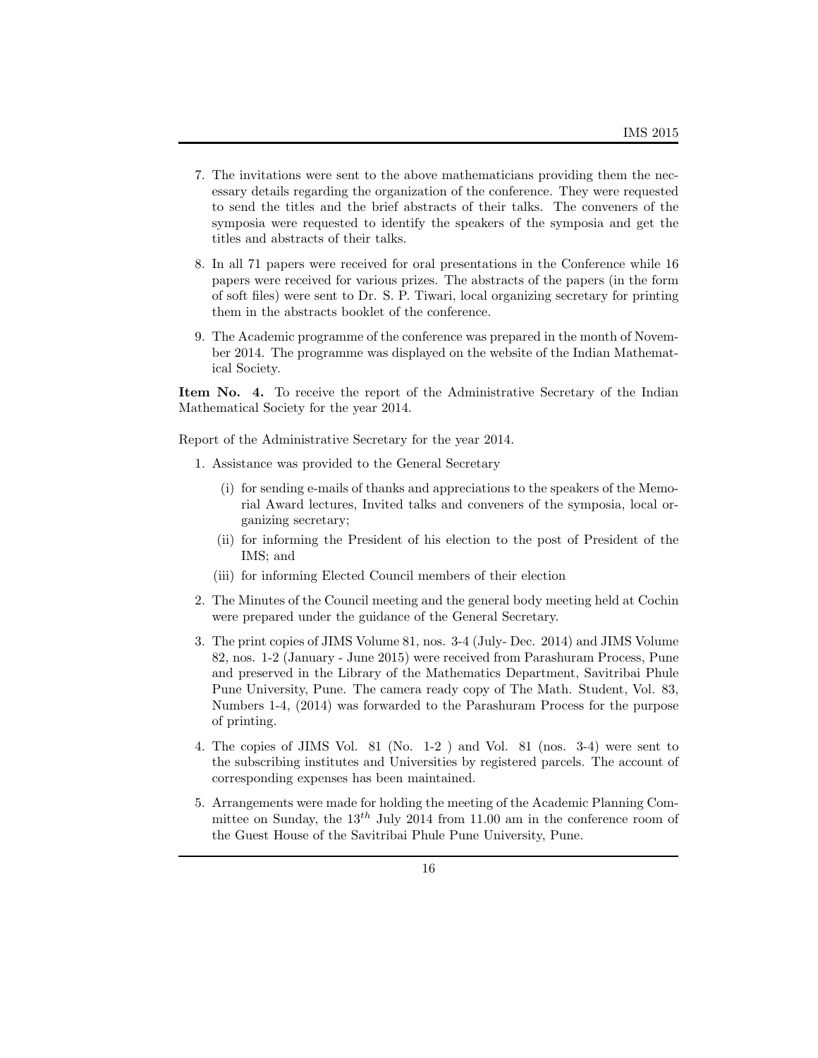7. The invitations were sent to the above mathematicians providing them the necessary details regarding the organization of the conference. They were requested to send the titles and the brief abstracts of their talks. The conveners of the symposia were requested to identify the speakers of the symposia and get the titles and abstracts of their talks.

8. In all 71 papers were received for oral presentations in the Conference while 16 papers were received for various prizes. The abstracts of the papers (in the form of soft files) were sent to Dr. S. P. Tiwari, local organizing secretary for printing them in the abstracts booklet of the conference.

9. The Academic programme of the conference was prepared in the month of November 2014. The programme was displayed on the website of the Indian Mathematical Society.

**Item No. 4.** To receive the report of the Administrative Secretary of the Indian Mathematical Society for the year 2014.

Report of the Administrative Secretary for the year 2014.

1. Assistance was provided to the General Secretary
   - (i) for sending e-mails of thanks and appreciations to the speakers of the Memorial Award lectures, Invited talks and conveners of the symposia, local organizing secretary;
   - (ii) for informing the President of his election to the post of President of the IMS; and
   - (iii) for informing Elected Council members of their election

2. The Minutes of the Council meeting and the general body meeting held at Cochin were prepared under the guidance of the General Secretary.

3. The print copies of JIMS Volume 81, nos. 3-4 (July- Dec. 2014) and JIMS Volume 82, nos. 1-2 (January - June 2015) were received from Parashuram Process, Pune and preserved in the Library of the Mathematics Department, Savitribai Phule Pune University, Pune. The camera ready copy of The Math. Student, Vol. 83, Numbers 1-4, (2014) was forwarded to the Parashuram Process for the purpose of printing.

4. The copies of JIMS Vol. 81 (No. 1-2 ) and Vol. 81 (nos. 3-4) were sent to the subscribing institutes and Universities by registered parcels. The account of corresponding expenses has been maintained.

5. Arrangements were made for holding the meeting of the Academic Planning Committee on Sunday, the $13^{th}$ July 2014 from 11.00 am in the conference room of the Guest House of the Savitribai Phule Pune University, Pune.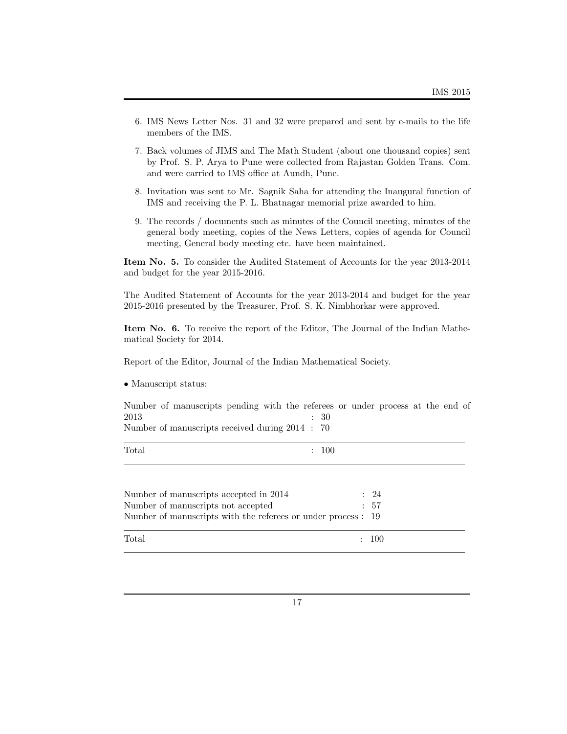6. IMS News Letter Nos. 31 and 32 were prepared and sent by e-mails to the life members of the IMS.

7. Back volumes of JIMS and The Math Student (about one thousand copies) sent by Prof. S. P. Arya to Pune were collected from Rajastan Golden Trans. Com. and were carried to IMS office at Aundh, Pune.

8. Invitation was sent to Mr. Sagnik Saha for attending the Inaugural function of IMS and receiving the P. L. Bhatnagar memorial prize awarded to him.

9. The records / documents such as minutes of the Council meeting, minutes of the general body meeting, copies of the News Letters, copies of agenda for Council meeting, General body meeting etc. have been maintained.

**Item No. 5.** To consider the Audited Statement of Accounts for the year 2013-2014 and budget for the year 2015-2016.

The Audited Statement of Accounts for the year 2013-2014 and budget for the year 2015-2016 presented by the Treasurer, Prof. S. K. Nimbhorkar were approved.

**Item No. 6.** To receive the report of the Editor, The Journal of the Indian Mathematical Society for 2014.

Report of the Editor, Journal of the Indian Mathematical Society.

• Manuscript status:

| | |
|---|---|
| Number of manuscripts pending with the referees or under process at the end of 2013 | : 30 |
| Number of manuscripts received during 2014 | : 70 |
| Total | : 100 |

| | |
|---|---|
| Number of manuscripts accepted in 2014 | : 24 |
| Number of manuscripts not accepted | : 57 |
| Number of manuscripts with the referees or under process | : 19 |
| Total | : 100 |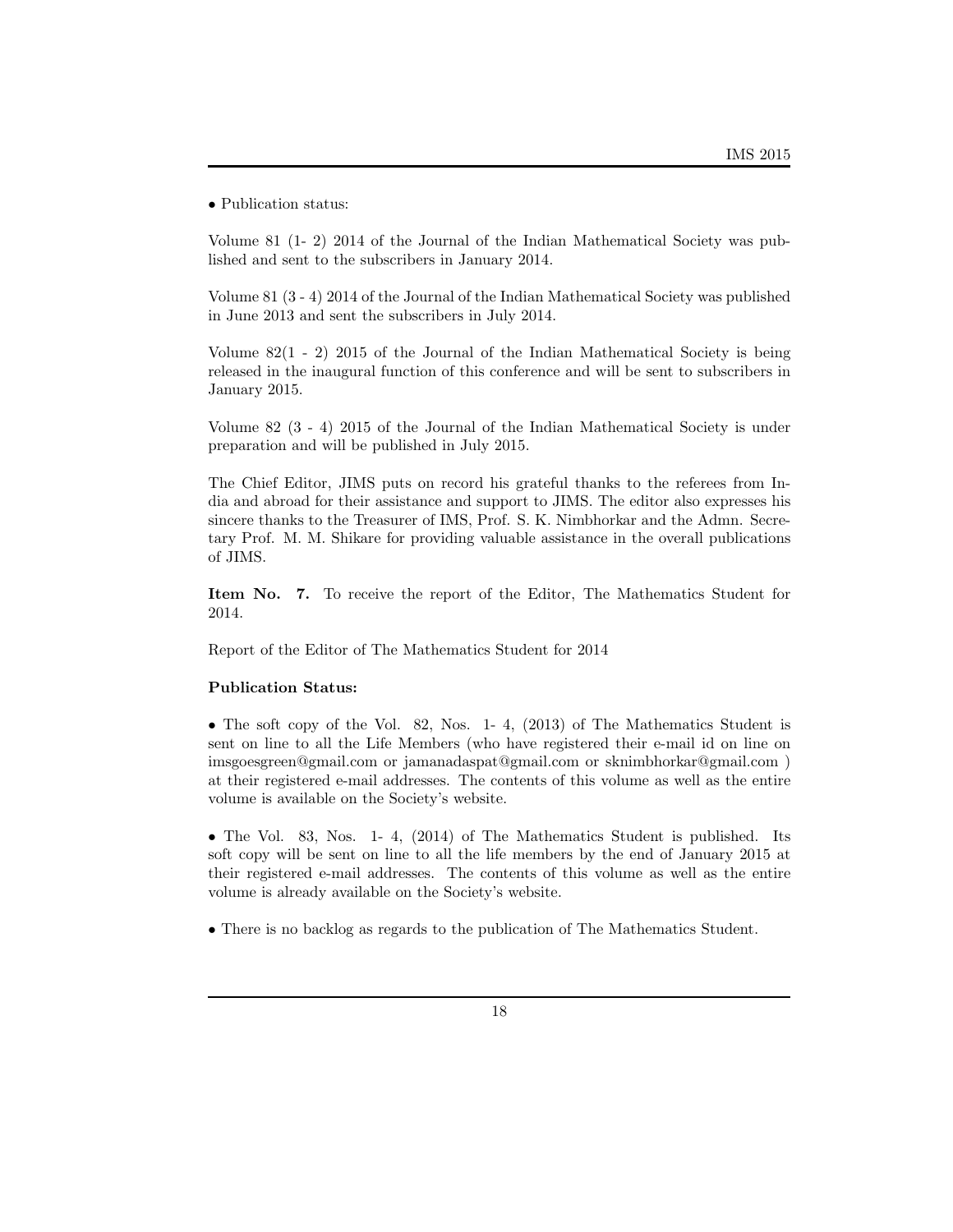• Publication status:

Volume 81 (1- 2) 2014 of the Journal of the Indian Mathematical Society was published and sent to the subscribers in January 2014.

Volume 81 (3 - 4) 2014 of the Journal of the Indian Mathematical Society was published in June 2013 and sent the subscribers in July 2014.

Volume 82(1 - 2) 2015 of the Journal of the Indian Mathematical Society is being released in the inaugural function of this conference and will be sent to subscribers in January 2015.

Volume 82 (3 - 4) 2015 of the Journal of the Indian Mathematical Society is under preparation and will be published in July 2015.

The Chief Editor, JIMS puts on record his grateful thanks to the referees from India and abroad for their assistance and support to JIMS. The editor also expresses his sincere thanks to the Treasurer of IMS, Prof. S. K. Nimbhorkar and the Admn. Secretary Prof. M. M. Shikare for providing valuable assistance in the overall publications of JIMS.

**Item No. 7.** To receive the report of the Editor, The Mathematics Student for 2014.

Report of the Editor of The Mathematics Student for 2014

**Publication Status:**

• The soft copy of the Vol. 82, Nos. 1- 4, (2013) of The Mathematics Student is sent on line to all the Life Members (who have registered their e-mail id on line on imsgoesgreen@gmail.com or jamanadaspat@gmail.com or sknimbhorkar@gmail.com ) at their registered e-mail addresses. The contents of this volume as well as the entire volume is available on the Society's website.

• The Vol. 83, Nos. 1- 4, (2014) of The Mathematics Student is published. Its soft copy will be sent on line to all the life members by the end of January 2015 at their registered e-mail addresses. The contents of this volume as well as the entire volume is already available on the Society's website.

• There is no backlog as regards to the publication of The Mathematics Student.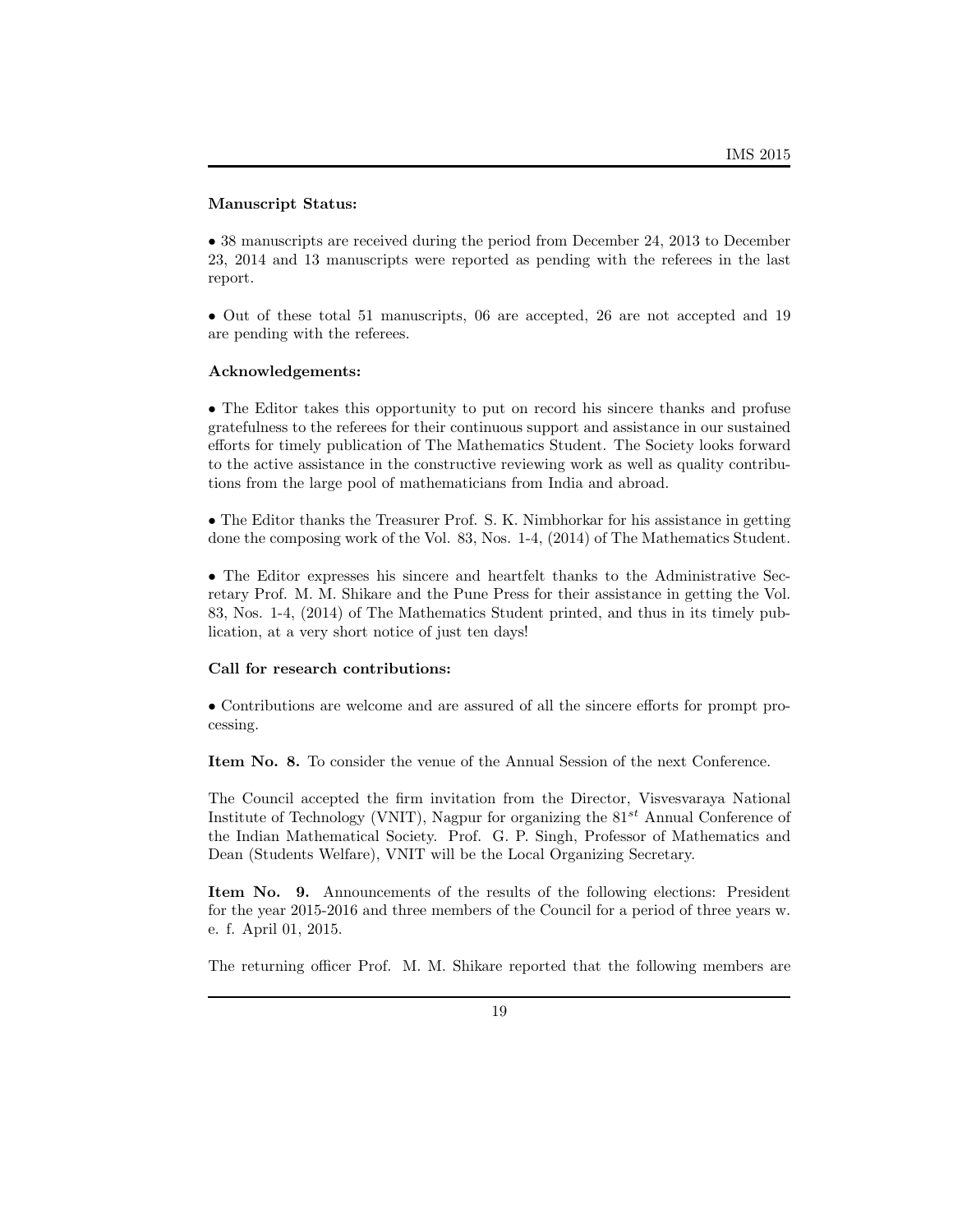**Manuscript Status:**

• 38 manuscripts are received during the period from December 24, 2013 to December 23, 2014 and 13 manuscripts were reported as pending with the referees in the last report.

• Out of these total 51 manuscripts, 06 are accepted, 26 are not accepted and 19 are pending with the referees.

**Acknowledgements:**

• The Editor takes this opportunity to put on record his sincere thanks and profuse gratefulness to the referees for their continuous support and assistance in our sustained efforts for timely publication of The Mathematics Student. The Society looks forward to the active assistance in the constructive reviewing work as well as quality contributions from the large pool of mathematicians from India and abroad.

• The Editor thanks the Treasurer Prof. S. K. Nimbhorkar for his assistance in getting done the composing work of the Vol. 83, Nos. 1-4, (2014) of The Mathematics Student.

• The Editor expresses his sincere and heartfelt thanks to the Administrative Secretary Prof. M. M. Shikare and the Pune Press for their assistance in getting the Vol. 83, Nos. 1-4, (2014) of The Mathematics Student printed, and thus in its timely publication, at a very short notice of just ten days!

**Call for research contributions:**

• Contributions are welcome and are assured of all the sincere efforts for prompt processing.

**Item No. 8.** To consider the venue of the Annual Session of the next Conference.

The Council accepted the firm invitation from the Director, Visvesvaraya National Institute of Technology (VNIT), Nagpur for organizing the $81^{st}$ Annual Conference of the Indian Mathematical Society. Prof. G. P. Singh, Professor of Mathematics and Dean (Students Welfare), VNIT will be the Local Organizing Secretary.

**Item No. 9.** Announcements of the results of the following elections: President for the year 2015-2016 and three members of the Council for a period of three years w. e. f. April 01, 2015.

The returning officer Prof. M. M. Shikare reported that the following members are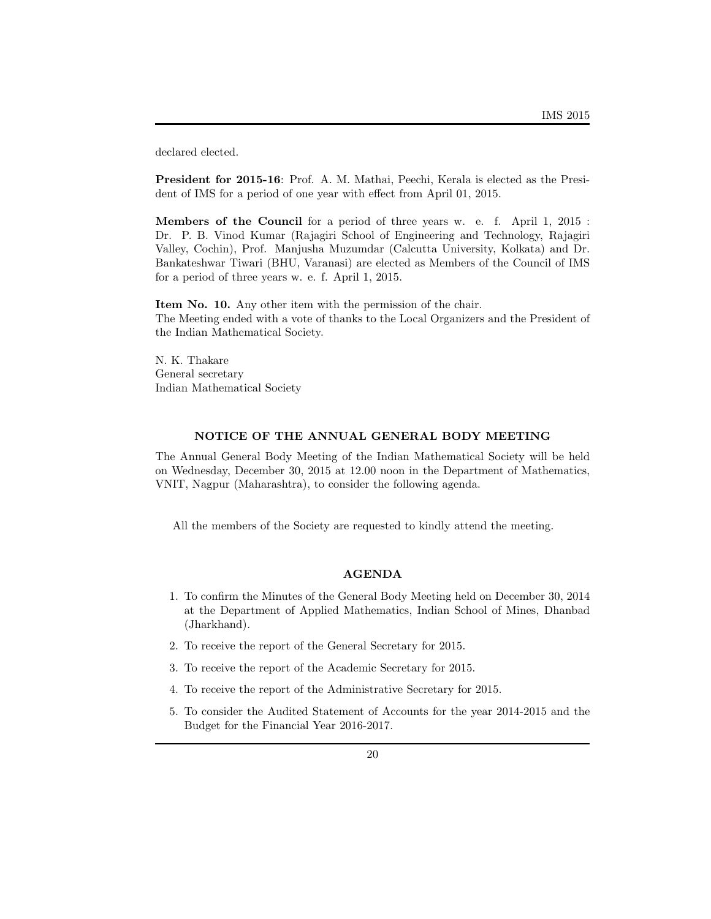declared elected.

**President for 2015-16**: Prof. A. M. Mathai, Peechi, Kerala is elected as the President of IMS for a period of one year with effect from April 01, 2015.

**Members of the Council** for a period of three years w. e. f. April 1, 2015 : Dr. P. B. Vinod Kumar (Rajagiri School of Engineering and Technology, Rajagiri Valley, Cochin), Prof. Manjusha Muzumdar (Calcutta University, Kolkata) and Dr. Bankateshwar Tiwari (BHU, Varanasi) are elected as Members of the Council of IMS for a period of three years w. e. f. April 1, 2015.

**Item No. 10.** Any other item with the permission of the chair.
The Meeting ended with a vote of thanks to the Local Organizers and the President of the Indian Mathematical Society.

N. K. Thakare
General secretary
Indian Mathematical Society

## NOTICE OF THE ANNUAL GENERAL BODY MEETING

The Annual General Body Meeting of the Indian Mathematical Society will be held on Wednesday, December 30, 2015 at 12.00 noon in the Department of Mathematics, VNIT, Nagpur (Maharashtra), to consider the following agenda.

All the members of the Society are requested to kindly attend the meeting.

## AGENDA

1. To confirm the Minutes of the General Body Meeting held on December 30, 2014 at the Department of Applied Mathematics, Indian School of Mines, Dhanbad (Jharkhand).
2. To receive the report of the General Secretary for 2015.
3. To receive the report of the Academic Secretary for 2015.
4. To receive the report of the Administrative Secretary for 2015.
5. To consider the Audited Statement of Accounts for the year 2014-2015 and the Budget for the Financial Year 2016-2017.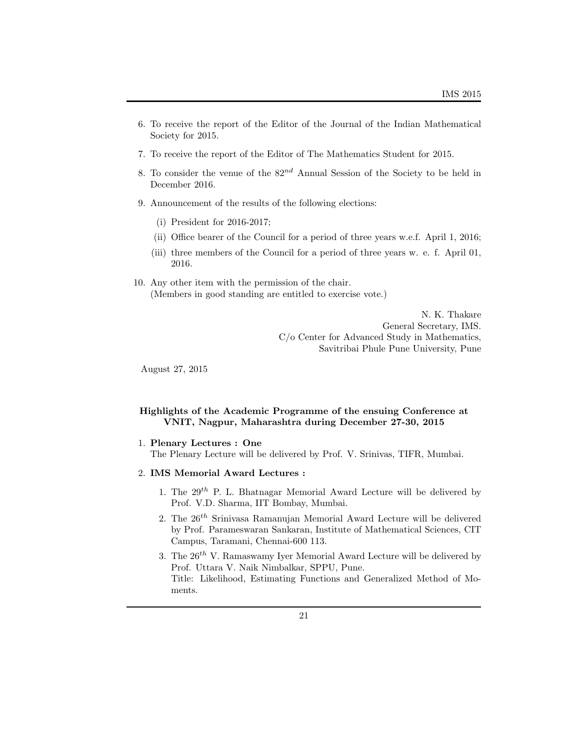6. To receive the report of the Editor of the Journal of the Indian Mathematical Society for 2015.

7. To receive the report of the Editor of The Mathematics Student for 2015.

8. To consider the venue of the $82^{nd}$ Annual Session of the Society to be held in December 2016.

9. Announcement of the results of the following elections:

   (i) President for 2016-2017;

   (ii) Office bearer of the Council for a period of three years w.e.f. April 1, 2016;

   (iii) three members of the Council for a period of three years w. e. f. April 01, 2016.

10. Any other item with the permission of the chair.
    (Members in good standing are entitled to exercise vote.)

N. K. Thakare
General Secretary, IMS.
C/o Center for Advanced Study in Mathematics,
Savitribai Phule Pune University, Pune

August 27, 2015

### Highlights of the Academic Programme of the ensuing Conference at VNIT, Nagpur, Maharashtra during December 27-30, 2015

1. **Plenary Lectures : One**
   The Plenary Lecture will be delivered by Prof. V. Srinivas, TIFR, Mumbai.

2. **IMS Memorial Award Lectures :**

   1. The $29^{th}$ P. L. Bhatnagar Memorial Award Lecture will be delivered by Prof. V.D. Sharma, IIT Bombay, Mumbai.

   2. The $26^{th}$ Srinivasa Ramanujan Memorial Award Lecture will be delivered by Prof. Parameswaran Sankaran, Institute of Mathematical Sciences, CIT Campus, Taramani, Chennai-600 113.

   3. The $26^{th}$ V. Ramaswamy Iyer Memorial Award Lecture will be delivered by Prof. Uttara V. Naik Nimbalkar, SPPU, Pune.
      Title: Likelihood, Estimating Functions and Generalized Method of Moments.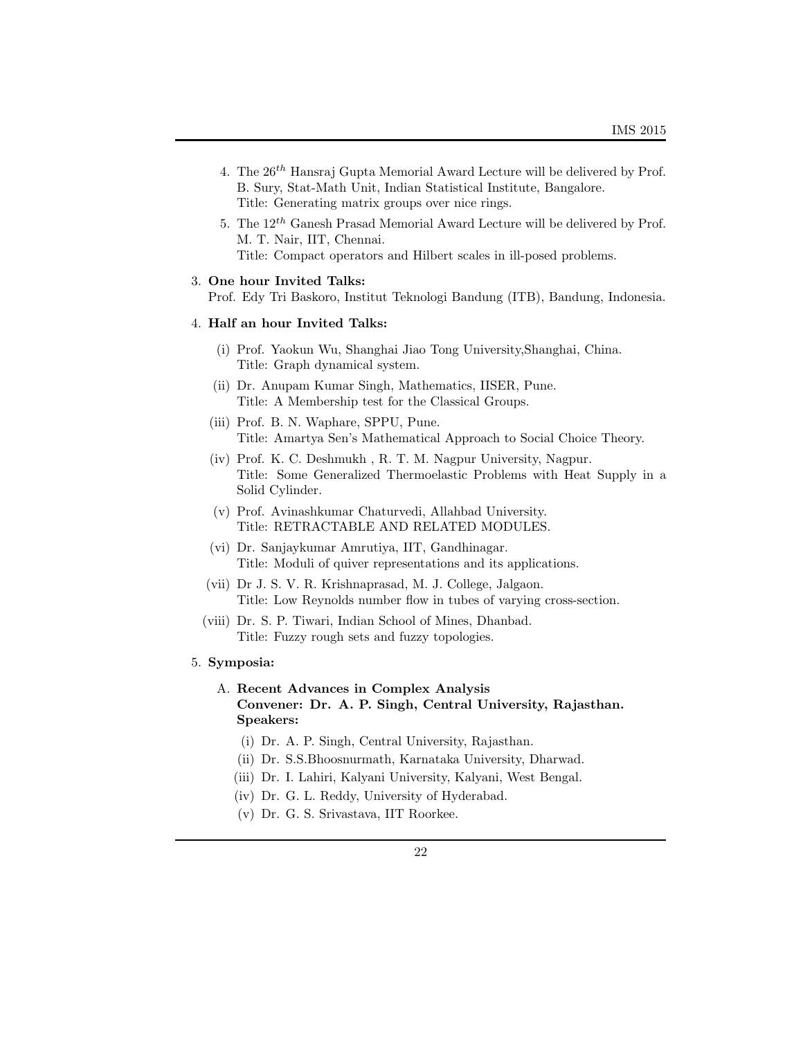4. The $26^{th}$ Hansraj Gupta Memorial Award Lecture will be delivered by Prof. B. Sury, Stat-Math Unit, Indian Statistical Institute, Bangalore.
   Title: Generating matrix groups over nice rings.

5. The $12^{th}$ Ganesh Prasad Memorial Award Lecture will be delivered by Prof. M. T. Nair, IIT, Chennai.
   Title: Compact operators and Hilbert scales in ill-posed problems.

3. **One hour Invited Talks:**
   Prof. Edy Tri Baskoro, Institut Teknologi Bandung (ITB), Bandung, Indonesia.

4. **Half an hour Invited Talks:**

   (i) Prof. Yaokun Wu, Shanghai Jiao Tong University,Shanghai, China.
   Title: Graph dynamical system.

   (ii) Dr. Anupam Kumar Singh, Mathematics, IISER, Pune.
   Title: A Membership test for the Classical Groups.

   (iii) Prof. B. N. Waphare, SPPU, Pune.
   Title: Amartya Sen's Mathematical Approach to Social Choice Theory.

   (iv) Prof. K. C. Deshmukh , R. T. M. Nagpur University, Nagpur.
   Title: Some Generalized Thermoelastic Problems with Heat Supply in a Solid Cylinder.

   (v) Prof. Avinashkumar Chaturvedi, Allahbad University.
   Title: RETRACTABLE AND RELATED MODULES.

   (vi) Dr. Sanjaykumar Amrutiya, IIT, Gandhinagar.
   Title: Moduli of quiver representations and its applications.

   (vii) Dr J. S. V. R. Krishnaprasad, M. J. College, Jalgaon.
   Title: Low Reynolds number flow in tubes of varying cross-section.

   (viii) Dr. S. P. Tiwari, Indian School of Mines, Dhanbad.
   Title: Fuzzy rough sets and fuzzy topologies.

5. **Symposia:**

   A. **Recent Advances in Complex Analysis**
   **Convener: Dr. A. P. Singh, Central University, Rajasthan.**
   **Speakers:**

   (i) Dr. A. P. Singh, Central University, Rajasthan.
   (ii) Dr. S.S.Bhoosnurmath, Karnataka University, Dharwad.
   (iii) Dr. I. Lahiri, Kalyani University, Kalyani, West Bengal.
   (iv) Dr. G. L. Reddy, University of Hyderabad.
   (v) Dr. G. S. Srivastava, IIT Roorkee.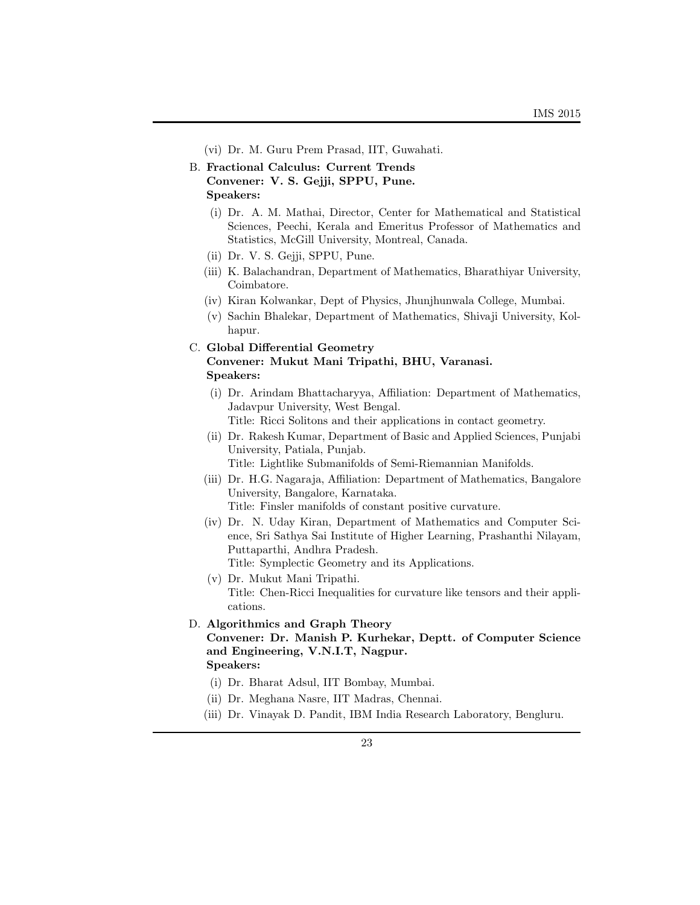(vi) Dr. M. Guru Prem Prasad, IIT, Guwahati.

B. **Fractional Calculus: Current Trends**
**Convener: V. S. Gejji, SPPU, Pune.**
**Speakers:**

(i) Dr. A. M. Mathai, Director, Center for Mathematical and Statistical Sciences, Peechi, Kerala and Emeritus Professor of Mathematics and Statistics, McGill University, Montreal, Canada.

(ii) Dr. V. S. Gejji, SPPU, Pune.

(iii) K. Balachandran, Department of Mathematics, Bharathiyar University, Coimbatore.

(iv) Kiran Kolwankar, Dept of Physics, Jhunjhunwala College, Mumbai.

(v) Sachin Bhalekar, Department of Mathematics, Shivaji University, Kolhapur.

C. **Global Differential Geometry**
**Convener: Mukut Mani Tripathi, BHU, Varanasi.**
**Speakers:**

(i) Dr. Arindam Bhattacharyya, Affiliation: Department of Mathematics, Jadavpur University, West Bengal.
Title: Ricci Solitons and their applications in contact geometry.

(ii) Dr. Rakesh Kumar, Department of Basic and Applied Sciences, Punjabi University, Patiala, Punjab.
Title: Lightlike Submanifolds of Semi-Riemannian Manifolds.

(iii) Dr. H.G. Nagaraja, Affiliation: Department of Mathematics, Bangalore University, Bangalore, Karnataka.
Title: Finsler manifolds of constant positive curvature.

(iv) Dr. N. Uday Kiran, Department of Mathematics and Computer Science, Sri Sathya Sai Institute of Higher Learning, Prashanthi Nilayam, Puttaparthi, Andhra Pradesh.
Title: Symplectic Geometry and its Applications.

(v) Dr. Mukut Mani Tripathi.
Title: Chen-Ricci Inequalities for curvature like tensors and their applications.

D. **Algorithmics and Graph Theory**
**Convener: Dr. Manish P. Kurhekar, Deptt. of Computer Science and Engineering, V.N.I.T, Nagpur.**
**Speakers:**

(i) Dr. Bharat Adsul, IIT Bombay, Mumbai.

(ii) Dr. Meghana Nasre, IIT Madras, Chennai.

(iii) Dr. Vinayak D. Pandit, IBM India Research Laboratory, Bengluru.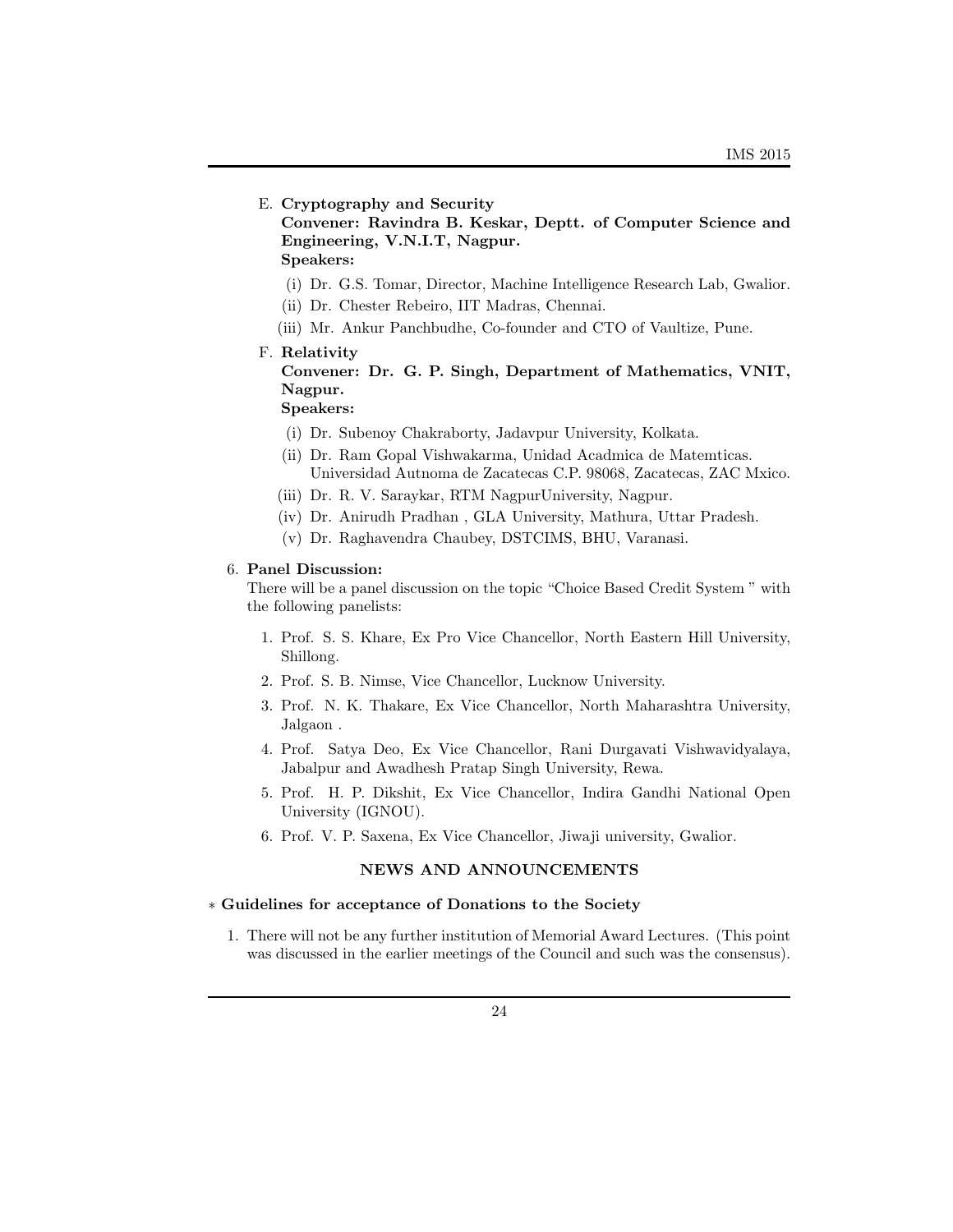E. **Cryptography and Security**
   **Convener: Ravindra B. Keskar, Deptt. of Computer Science and Engineering, V.N.I.T, Nagpur.**
   **Speakers:**

   (i) Dr. G.S. Tomar, Director, Machine Intelligence Research Lab, Gwalior.
   (ii) Dr. Chester Rebeiro, IIT Madras, Chennai.
   (iii) Mr. Ankur Panchbudhe, Co-founder and CTO of Vaultize, Pune.

F. **Relativity**
   **Convener: Dr. G. P. Singh, Department of Mathematics, VNIT, Nagpur.**
   **Speakers:**

   (i) Dr. Subenoy Chakraborty, Jadavpur University, Kolkata.
   (ii) Dr. Ram Gopal Vishwakarma, Unidad Acadmica de Matemticas. Universidad Autnoma de Zacatecas C.P. 98068, Zacatecas, ZAC Mxico.
   (iii) Dr. R. V. Saraykar, RTM NagpurUniversity, Nagpur.
   (iv) Dr. Anirudh Pradhan , GLA University, Mathura, Uttar Pradesh.
   (v) Dr. Raghavendra Chaubey, DSTCIMS, BHU, Varanasi.

6. **Panel Discussion:**
   There will be a panel discussion on the topic "Choice Based Credit System " with the following panelists:

   1. Prof. S. S. Khare, Ex Pro Vice Chancellor, North Eastern Hill University, Shillong.
   2. Prof. S. B. Nimse, Vice Chancellor, Lucknow University.
   3. Prof. N. K. Thakare, Ex Vice Chancellor, North Maharashtra University, Jalgaon .
   4. Prof. Satya Deo, Ex Vice Chancellor, Rani Durgavati Vishwavidyalaya, Jabalpur and Awadhesh Pratap Singh University, Rewa.
   5. Prof. H. P. Dikshit, Ex Vice Chancellor, Indira Gandhi National Open University (IGNOU).
   6. Prof. V. P. Saxena, Ex Vice Chancellor, Jiwaji university, Gwalior.

## NEWS AND ANNOUNCEMENTS

∗ **Guidelines for acceptance of Donations to the Society**

1. There will not be any further institution of Memorial Award Lectures. (This point was discussed in the earlier meetings of the Council and such was the consensus).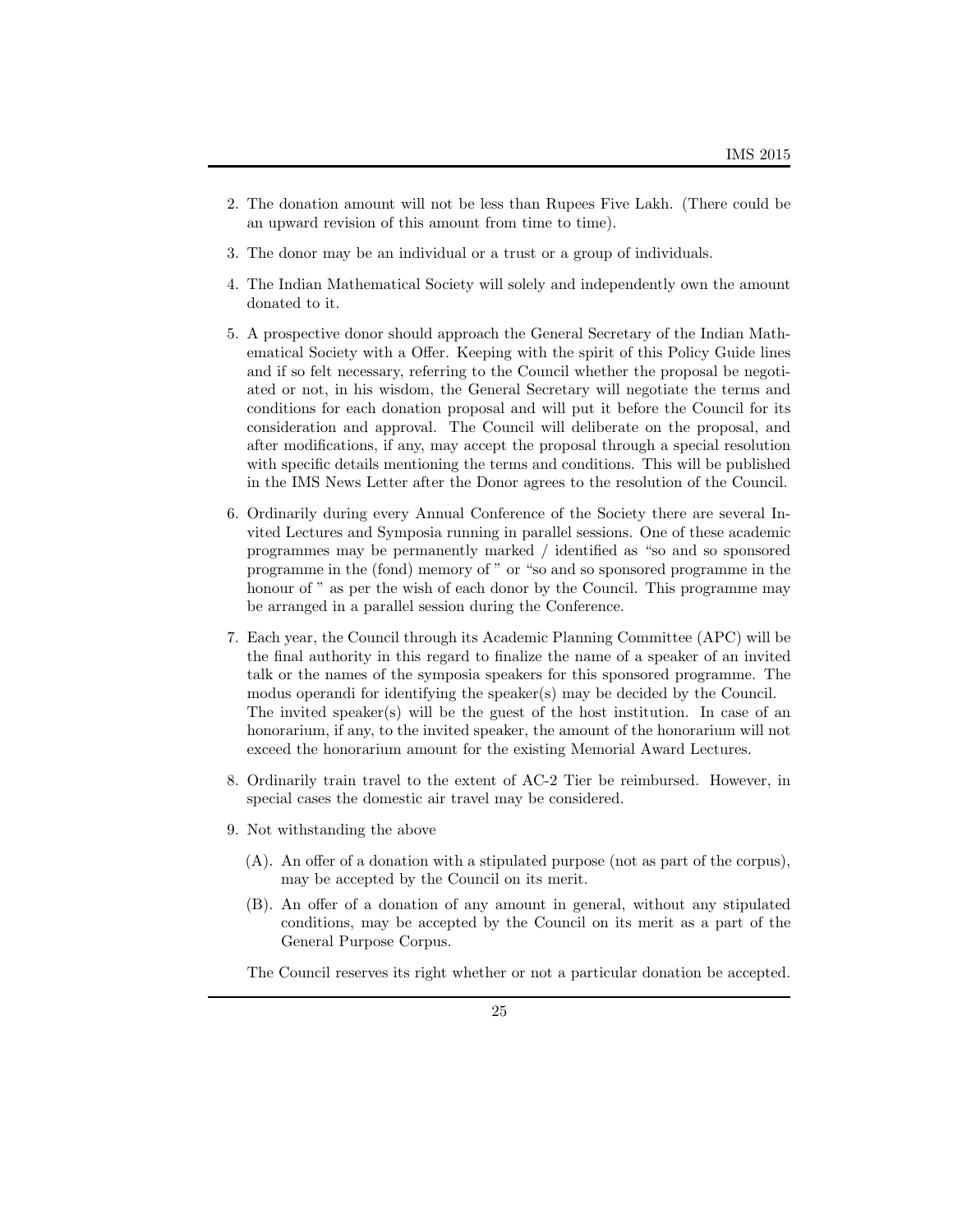2. The donation amount will not be less than Rupees Five Lakh. (There could be an upward revision of this amount from time to time).

3. The donor may be an individual or a trust or a group of individuals.

4. The Indian Mathematical Society will solely and independently own the amount donated to it.

5. A prospective donor should approach the General Secretary of the Indian Mathematical Society with a Offer. Keeping with the spirit of this Policy Guide lines and if so felt necessary, referring to the Council whether the proposal be negotiated or not, in his wisdom, the General Secretary will negotiate the terms and conditions for each donation proposal and will put it before the Council for its consideration and approval. The Council will deliberate on the proposal, and after modifications, if any, may accept the proposal through a special resolution with specific details mentioning the terms and conditions. This will be published in the IMS News Letter after the Donor agrees to the resolution of the Council.

6. Ordinarily during every Annual Conference of the Society there are several Invited Lectures and Symposia running in parallel sessions. One of these academic programmes may be permanently marked / identified as "so and so sponsored programme in the (fond) memory of " or "so and so sponsored programme in the honour of " as per the wish of each donor by the Council. This programme may be arranged in a parallel session during the Conference.

7. Each year, the Council through its Academic Planning Committee (APC) will be the final authority in this regard to finalize the name of a speaker of an invited talk or the names of the symposia speakers for this sponsored programme. The modus operandi for identifying the speaker(s) may be decided by the Council. The invited speaker(s) will be the guest of the host institution. In case of an honorarium, if any, to the invited speaker, the amount of the honorarium will not exceed the honorarium amount for the existing Memorial Award Lectures.

8. Ordinarily train travel to the extent of AC-2 Tier be reimbursed. However, in special cases the domestic air travel may be considered.

9. Not withstanding the above

   (A). An offer of a donation with a stipulated purpose (not as part of the corpus), may be accepted by the Council on its merit.

   (B). An offer of a donation of any amount in general, without any stipulated conditions, may be accepted by the Council on its merit as a part of the General Purpose Corpus.

   The Council reserves its right whether or not a particular donation be accepted.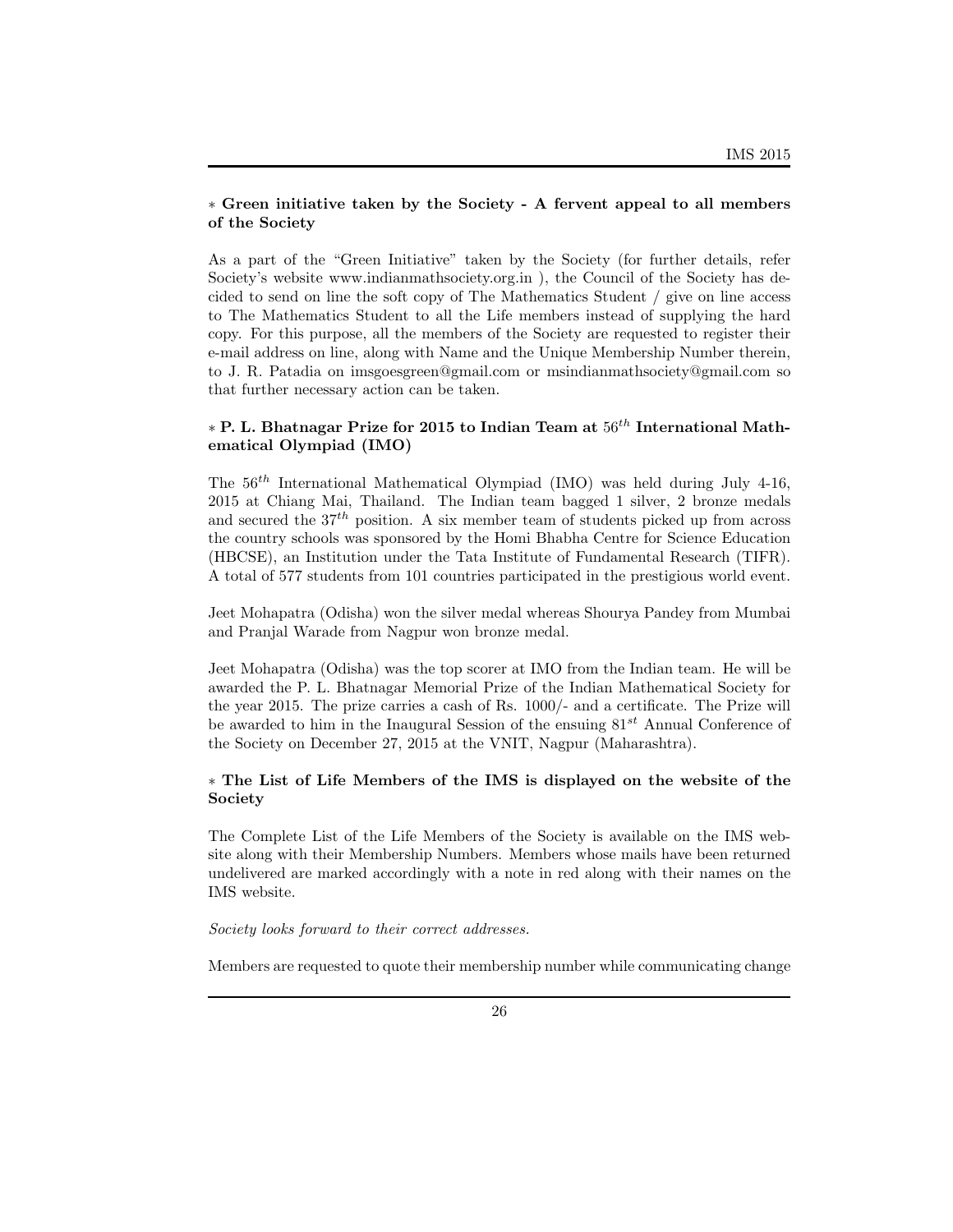### ∗ Green initiative taken by the Society - A fervent appeal to all members of the Society

As a part of the "Green Initiative" taken by the Society (for further details, refer Society's website www.indianmathsociety.org.in ), the Council of the Society has decided to send on line the soft copy of The Mathematics Student / give on line access to The Mathematics Student to all the Life members instead of supplying the hard copy. For this purpose, all the members of the Society are requested to register their e-mail address on line, along with Name and the Unique Membership Number therein, to J. R. Patadia on imsgoesgreen@gmail.com or msindianmathsociety@gmail.com so that further necessary action can be taken.

### ∗ P. L. Bhatnagar Prize for 2015 to Indian Team at $56^{th}$ International Mathematical Olympiad (IMO)

The $56^{th}$ International Mathematical Olympiad (IMO) was held during July 4-16, 2015 at Chiang Mai, Thailand. The Indian team bagged 1 silver, 2 bronze medals and secured the $37^{th}$ position. A six member team of students picked up from across the country schools was sponsored by the Homi Bhabha Centre for Science Education (HBCSE), an Institution under the Tata Institute of Fundamental Research (TIFR). A total of 577 students from 101 countries participated in the prestigious world event.

Jeet Mohapatra (Odisha) won the silver medal whereas Shourya Pandey from Mumbai and Pranjal Warade from Nagpur won bronze medal.

Jeet Mohapatra (Odisha) was the top scorer at IMO from the Indian team. He will be awarded the P. L. Bhatnagar Memorial Prize of the Indian Mathematical Society for the year 2015. The prize carries a cash of Rs. 1000/- and a certificate. The Prize will be awarded to him in the Inaugural Session of the ensuing $81^{st}$ Annual Conference of the Society on December 27, 2015 at the VNIT, Nagpur (Maharashtra).

### ∗ The List of Life Members of the IMS is displayed on the website of the Society

The Complete List of the Life Members of the Society is available on the IMS website along with their Membership Numbers. Members whose mails have been returned undelivered are marked accordingly with a note in red along with their names on the IMS website.

*Society looks forward to their correct addresses.*

Members are requested to quote their membership number while communicating change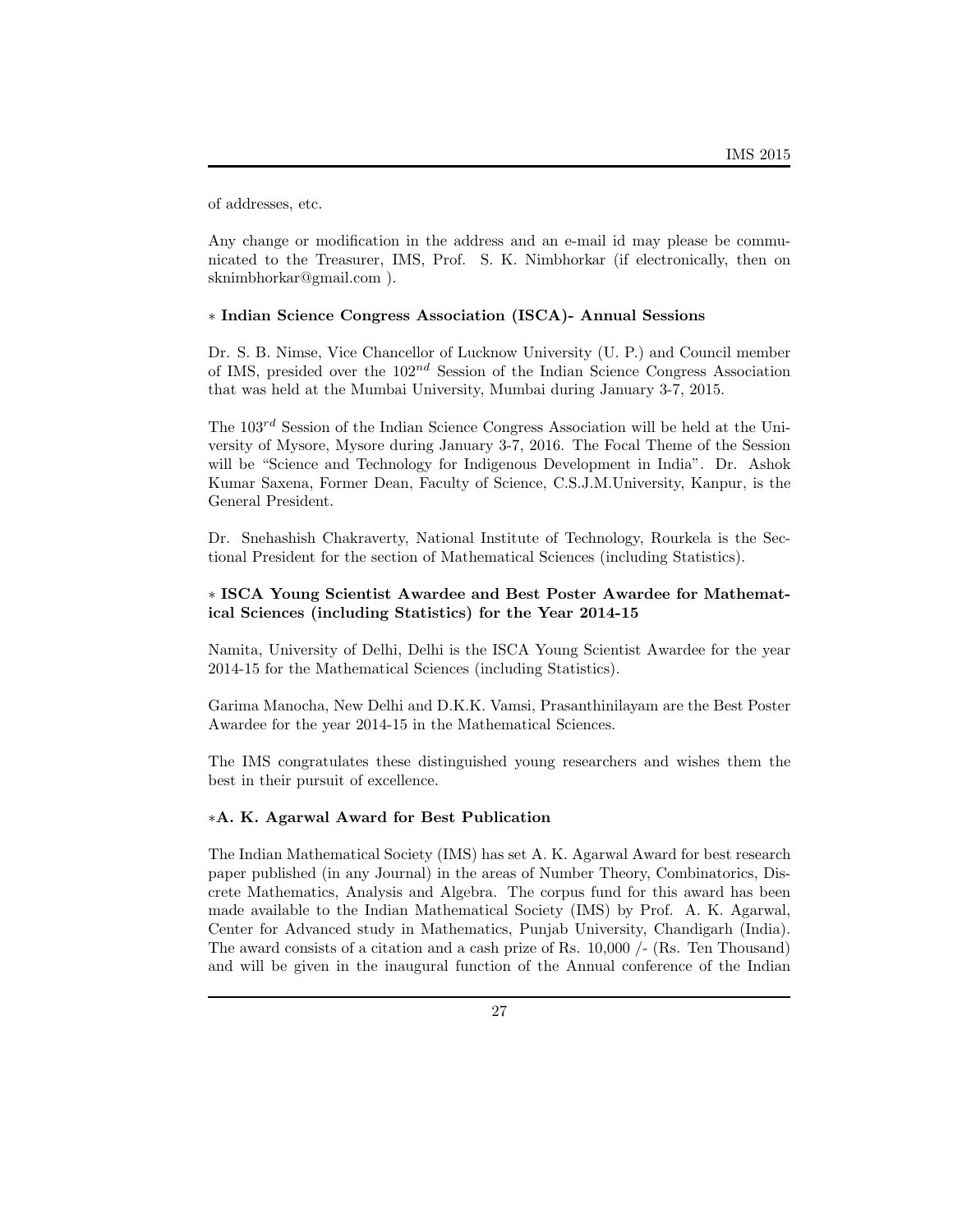of addresses, etc.

Any change or modification in the address and an e-mail id may please be communicated to the Treasurer, IMS, Prof. S. K. Nimbhorkar (if electronically, then on sknimbhorkar@gmail.com ).

### ∗ Indian Science Congress Association (ISCA)- Annual Sessions

Dr. S. B. Nimse, Vice Chancellor of Lucknow University (U. P.) and Council member of IMS, presided over the $102^{nd}$ Session of the Indian Science Congress Association that was held at the Mumbai University, Mumbai during January 3-7, 2015.

The $103^{rd}$ Session of the Indian Science Congress Association will be held at the University of Mysore, Mysore during January 3-7, 2016. The Focal Theme of the Session will be "Science and Technology for Indigenous Development in India". Dr. Ashok Kumar Saxena, Former Dean, Faculty of Science, C.S.J.M.University, Kanpur, is the General President.

Dr. Snehashish Chakraverty, National Institute of Technology, Rourkela is the Sectional President for the section of Mathematical Sciences (including Statistics).

### ∗ ISCA Young Scientist Awardee and Best Poster Awardee for Mathematical Sciences (including Statistics) for the Year 2014-15

Namita, University of Delhi, Delhi is the ISCA Young Scientist Awardee for the year 2014-15 for the Mathematical Sciences (including Statistics).

Garima Manocha, New Delhi and D.K.K. Vamsi, Prasanthinilayam are the Best Poster Awardee for the year 2014-15 in the Mathematical Sciences.

The IMS congratulates these distinguished young researchers and wishes them the best in their pursuit of excellence.

### ∗A. K. Agarwal Award for Best Publication

The Indian Mathematical Society (IMS) has set A. K. Agarwal Award for best research paper published (in any Journal) in the areas of Number Theory, Combinatorics, Discrete Mathematics, Analysis and Algebra. The corpus fund for this award has been made available to the Indian Mathematical Society (IMS) by Prof. A. K. Agarwal, Center for Advanced study in Mathematics, Punjab University, Chandigarh (India). The award consists of a citation and a cash prize of Rs. 10,000 /- (Rs. Ten Thousand) and will be given in the inaugural function of the Annual conference of the Indian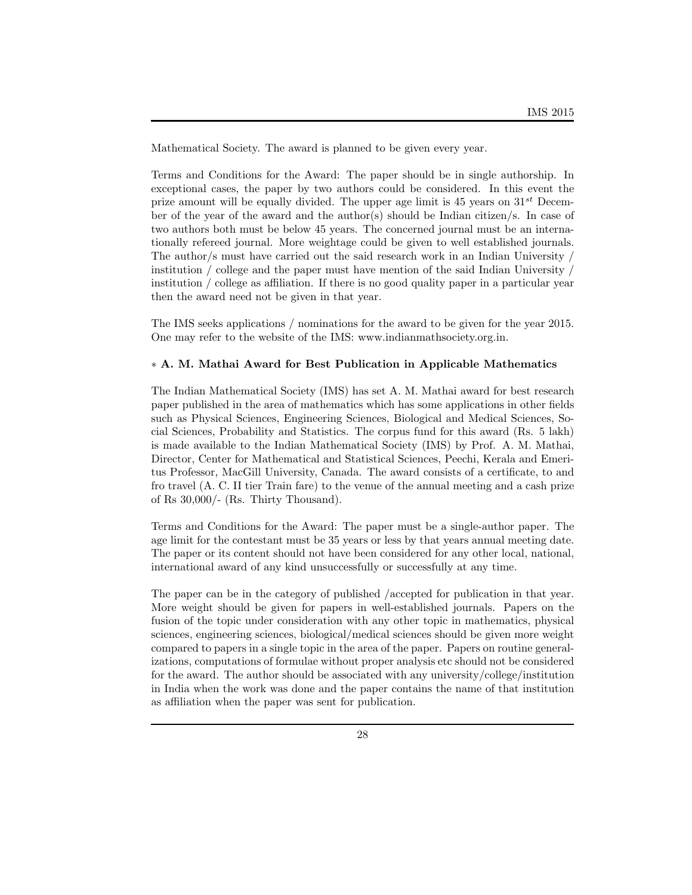Mathematical Society. The award is planned to be given every year.

Terms and Conditions for the Award: The paper should be in single authorship. In exceptional cases, the paper by two authors could be considered. In this event the prize amount will be equally divided. The upper age limit is 45 years on $31^{st}$ December of the year of the award and the author(s) should be Indian citizen/s. In case of two authors both must be below 45 years. The concerned journal must be an internationally refereed journal. More weightage could be given to well established journals. The author/s must have carried out the said research work in an Indian University / institution / college and the paper must have mention of the said Indian University / institution / college as affiliation. If there is no good quality paper in a particular year then the award need not be given in that year.

The IMS seeks applications / nominations for the award to be given for the year 2015. One may refer to the website of the IMS: www.indianmathsociety.org.in.

∗ **A. M. Mathai Award for Best Publication in Applicable Mathematics**

The Indian Mathematical Society (IMS) has set A. M. Mathai award for best research paper published in the area of mathematics which has some applications in other fields such as Physical Sciences, Engineering Sciences, Biological and Medical Sciences, Social Sciences, Probability and Statistics. The corpus fund for this award (Rs. 5 lakh) is made available to the Indian Mathematical Society (IMS) by Prof. A. M. Mathai, Director, Center for Mathematical and Statistical Sciences, Peechi, Kerala and Emeritus Professor, MacGill University, Canada. The award consists of a certificate, to and fro travel (A. C. II tier Train fare) to the venue of the annual meeting and a cash prize of Rs 30,000/- (Rs. Thirty Thousand).

Terms and Conditions for the Award: The paper must be a single-author paper. The age limit for the contestant must be 35 years or less by that years annual meeting date. The paper or its content should not have been considered for any other local, national, international award of any kind unsuccessfully or successfully at any time.

The paper can be in the category of published /accepted for publication in that year. More weight should be given for papers in well-established journals. Papers on the fusion of the topic under consideration with any other topic in mathematics, physical sciences, engineering sciences, biological/medical sciences should be given more weight compared to papers in a single topic in the area of the paper. Papers on routine generalizations, computations of formulae without proper analysis etc should not be considered for the award. The author should be associated with any university/college/institution in India when the work was done and the paper contains the name of that institution as affiliation when the paper was sent for publication.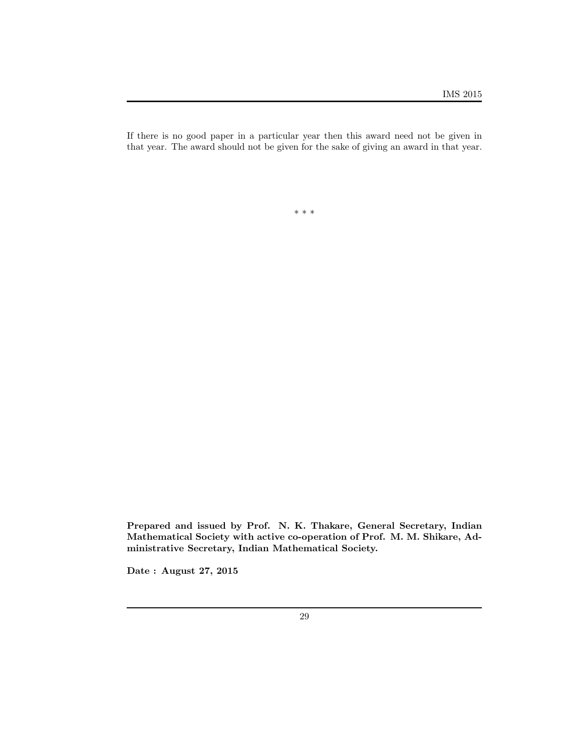If there is no good paper in a particular year then this award need not be given in that year. The award should not be given for the sake of giving an award in that year.

\* \* \*

**Prepared and issued by Prof. N. K. Thakare, General Secretary, Indian Mathematical Society with active co-operation of Prof. M. M. Shikare, Administrative Secretary, Indian Mathematical Society.**

**Date : August 27, 2015**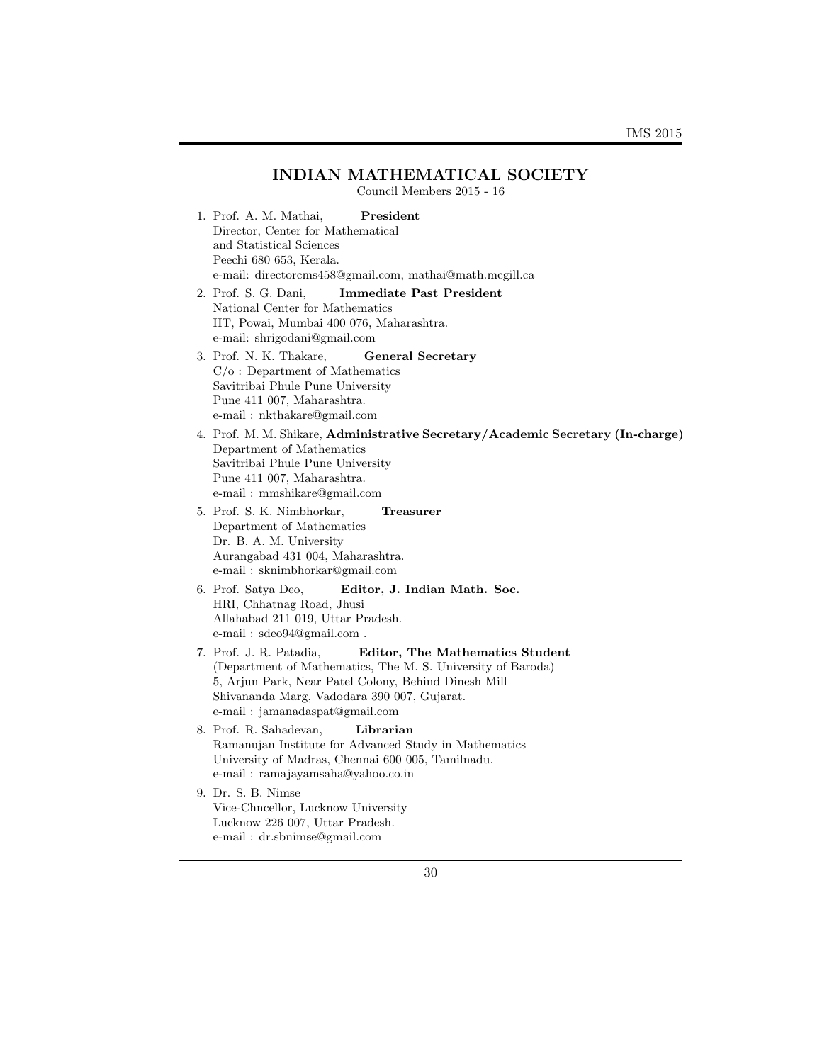## INDIAN MATHEMATICAL SOCIETY

Council Members 2015 - 16

1. Prof. A. M. Mathai, **President**
   Director, Center for Mathematical
   and Statistical Sciences
   Peechi 680 653, Kerala.
   e-mail: directorcms458@gmail.com, mathai@math.mcgill.ca

2. Prof. S. G. Dani, **Immediate Past President**
   National Center for Mathematics
   IIT, Powai, Mumbai 400 076, Maharashtra.
   e-mail: shrigodani@gmail.com

3. Prof. N. K. Thakare, **General Secretary**
   C/o : Department of Mathematics
   Savitribai Phule Pune University
   Pune 411 007, Maharashtra.
   e-mail : nkthakare@gmail.com

4. Prof. M. M. Shikare, **Administrative Secretary/Academic Secretary (In-charge)**
   Department of Mathematics
   Savitribai Phule Pune University
   Pune 411 007, Maharashtra.
   e-mail : mmshikare@gmail.com

5. Prof. S. K. Nimbhorkar, **Treasurer**
   Department of Mathematics
   Dr. B. A. M. University
   Aurangabad 431 004, Maharashtra.
   e-mail : sknimbhorkar@gmail.com

6. Prof. Satya Deo, **Editor, J. Indian Math. Soc.**
   HRI, Chhatnag Road, Jhusi
   Allahabad 211 019, Uttar Pradesh.
   e-mail : sdeo94@gmail.com .

7. Prof. J. R. Patadia, **Editor, The Mathematics Student**
   (Department of Mathematics, The M. S. University of Baroda)
   5, Arjun Park, Near Patel Colony, Behind Dinesh Mill
   Shivananda Marg, Vadodara 390 007, Gujarat.
   e-mail : jamanadaspat@gmail.com

8. Prof. R. Sahadevan, **Librarian**
   Ramanujan Institute for Advanced Study in Mathematics
   University of Madras, Chennai 600 005, Tamilnadu.
   e-mail : ramajayamsaha@yahoo.co.in

9. Dr. S. B. Nimse
   Vice-Chncellor, Lucknow University
   Lucknow 226 007, Uttar Pradesh.
   e-mail : dr.sbnimse@gmail.com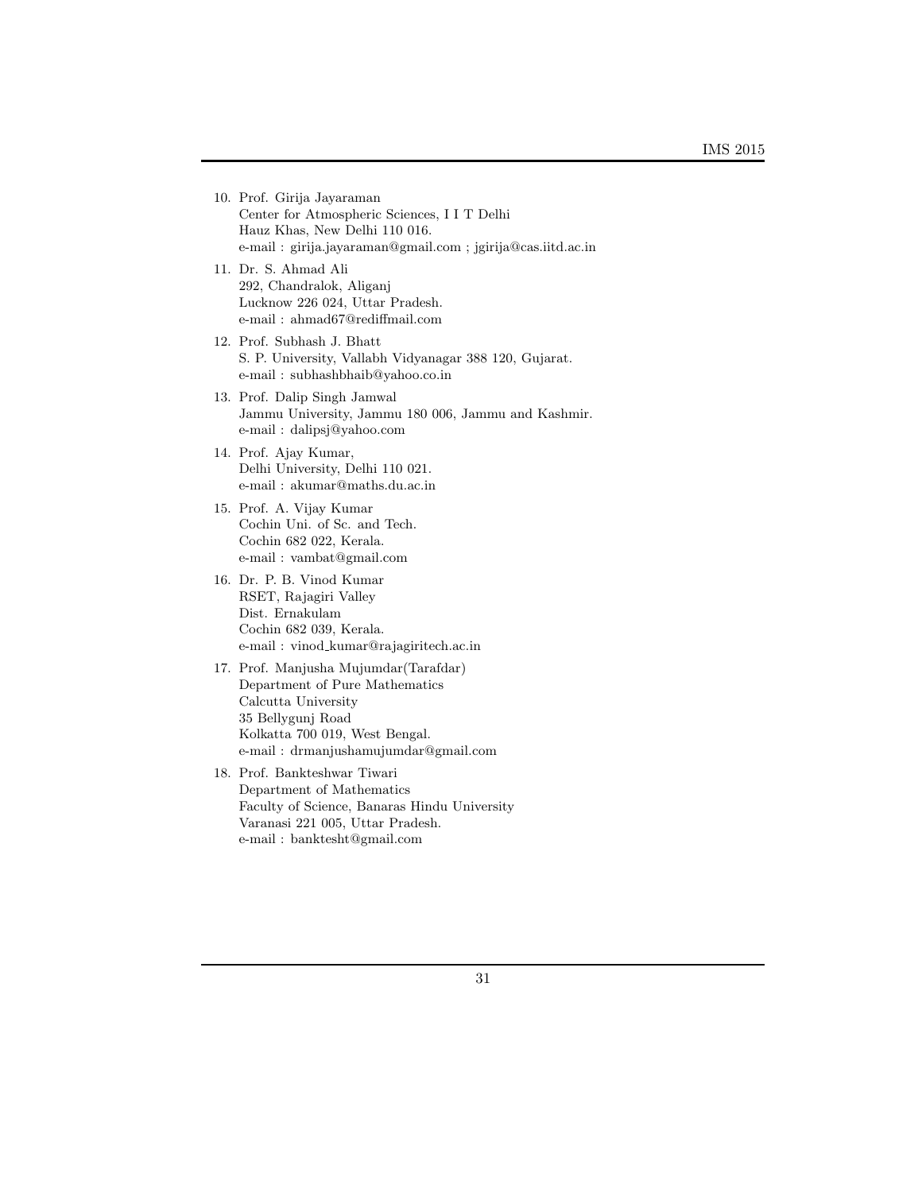10. Prof. Girija Jayaraman
    Center for Atmospheric Sciences, I I T Delhi
    Hauz Khas, New Delhi 110 016.
    e-mail : girija.jayaraman@gmail.com ; jgirija@cas.iitd.ac.in

11. Dr. S. Ahmad Ali
    292, Chandralok, Aliganj
    Lucknow 226 024, Uttar Pradesh.
    e-mail : ahmad67@rediffmail.com

12. Prof. Subhash J. Bhatt
    S. P. University, Vallabh Vidyanagar 388 120, Gujarat.
    e-mail : subhashbhaib@yahoo.co.in

13. Prof. Dalip Singh Jamwal
    Jammu University, Jammu 180 006, Jammu and Kashmir.
    e-mail : dalipsj@yahoo.com

14. Prof. Ajay Kumar,
    Delhi University, Delhi 110 021.
    e-mail : akumar@maths.du.ac.in

15. Prof. A. Vijay Kumar
    Cochin Uni. of Sc. and Tech.
    Cochin 682 022, Kerala.
    e-mail : vambat@gmail.com

16. Dr. P. B. Vinod Kumar
    RSET, Rajagiri Valley
    Dist. Ernakulam
    Cochin 682 039, Kerala.
    e-mail : vinod_kumar@rajagiritech.ac.in

17. Prof. Manjusha Mujumdar(Tarafdar)
    Department of Pure Mathematics
    Calcutta University
    35 Bellygunj Road
    Kolkatta 700 019, West Bengal.
    e-mail : drmanjushamujumdar@gmail.com

18. Prof. Bankteshwar Tiwari
    Department of Mathematics
    Faculty of Science, Banaras Hindu University
    Varanasi 221 005, Uttar Pradesh.
    e-mail : banktesht@gmail.com